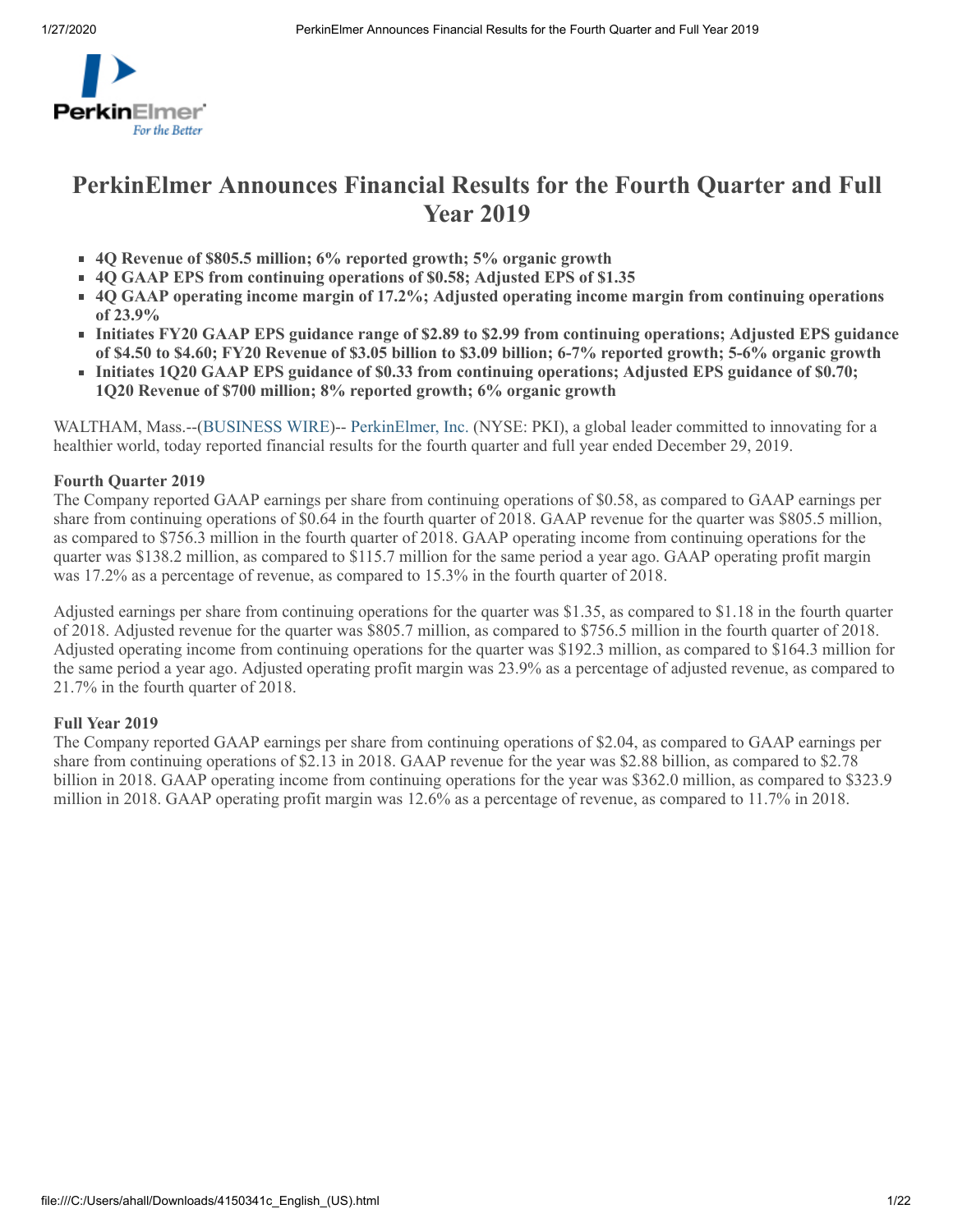# PerkinElmer Announces Financial Results for the Fourth Quarter and Full Year 2019

- **4Q Revenue of $805.5 million; 6% reported growth; 5% organic growth**
- **4Q GAAP EPS from continuing operations of $0.58; Adjusted EPS of $1.35**
- **4Q GAAP operating income margin of 17.2%; Adjusted operating income margin from continuing operations of 23.9%**
- **Initiates FY20 GAAP EPS guidance range of $2.89 to $2.99 from continuing operations; Adjusted EPS guidance of $4.50 to $4.60; FY20 Revenue of $3.05 billion to $3.09 billion; 6-7% reported growth; 5-6% organic growth**
- **Initiates 1Q20 GAAP EPS guidance of $0.33 from continuing operations; Adjusted EPS guidance of $0.70; 1Q20 Revenue of $700 million; 8% reported growth; 6% organic growth**

WALTHAM, Mass.--(BUSINESS WIRE)-- PerkinElmer, Inc. (NYSE: PKI), a global leader committed to innovating for a healthier world, today reported financial results for the fourth quarter and full year ended December 29, 2019.

**Fourth Quarter 2019**

The Company reported GAAP earnings per share from continuing operations of $0.58, as compared to GAAP earnings per share from continuing operations of $0.64 in the fourth quarter of 2018. GAAP revenue for the quarter was $805.5 million, as compared to $756.3 million in the fourth quarter of 2018. GAAP operating income from continuing operations for the quarter was $138.2 million, as compared to $115.7 million for the same period a year ago. GAAP operating profit margin was 17.2% as a percentage of revenue, as compared to 15.3% in the fourth quarter of 2018.

Adjusted earnings per share from continuing operations for the quarter was $1.35, as compared to $1.18 in the fourth quarter of 2018. Adjusted revenue for the quarter was $805.7 million, as compared to $756.5 million in the fourth quarter of 2018. Adjusted operating income from continuing operations for the quarter was $192.3 million, as compared to $164.3 million for the same period a year ago. Adjusted operating profit margin was 23.9% as a percentage of adjusted revenue, as compared to 21.7% in the fourth quarter of 2018.

**Full Year 2019**

The Company reported GAAP earnings per share from continuing operations of $2.04, as compared to GAAP earnings per share from continuing operations of $2.13 in 2018. GAAP revenue for the year was $2.88 billion, as compared to $2.78 billion in 2018. GAAP operating income from continuing operations for the year was $362.0 million, as compared to $323.9 million in 2018. GAAP operating profit margin was 12.6% as a percentage of revenue, as compared to 11.7% in 2018.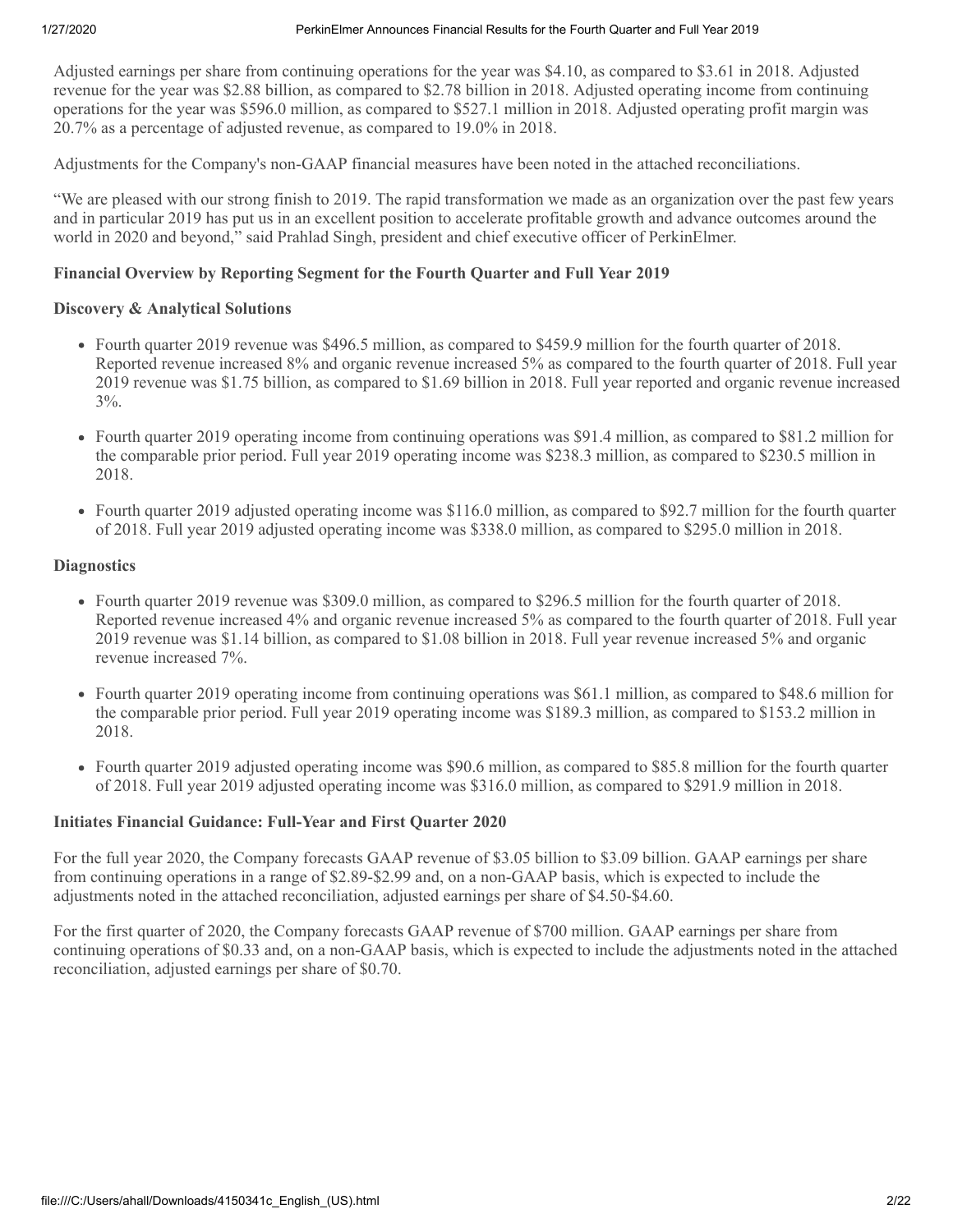Adjusted earnings per share from continuing operations for the year was $4.10, as compared to $3.61 in 2018. Adjusted revenue for the year was $2.88 billion, as compared to $2.78 billion in 2018. Adjusted operating income from continuing operations for the year was $596.0 million, as compared to $527.1 million in 2018. Adjusted operating profit margin was 20.7% as a percentage of adjusted revenue, as compared to 19.0% in 2018.

Adjustments for the Company's non-GAAP financial measures have been noted in the attached reconciliations.

"We are pleased with our strong finish to 2019. The rapid transformation we made as an organization over the past few years and in particular 2019 has put us in an excellent position to accelerate profitable growth and advance outcomes around the world in 2020 and beyond," said Prahlad Singh, president and chief executive officer of PerkinElmer.

**Financial Overview by Reporting Segment for the Fourth Quarter and Full Year 2019**

**Discovery & Analytical Solutions**

- Fourth quarter 2019 revenue was $496.5 million, as compared to $459.9 million for the fourth quarter of 2018. Reported revenue increased 8% and organic revenue increased 5% as compared to the fourth quarter of 2018. Full year 2019 revenue was $1.75 billion, as compared to $1.69 billion in 2018. Full year reported and organic revenue increased 3%.
- Fourth quarter 2019 operating income from continuing operations was $91.4 million, as compared to $81.2 million for the comparable prior period. Full year 2019 operating income was $238.3 million, as compared to $230.5 million in 2018.
- Fourth quarter 2019 adjusted operating income was $116.0 million, as compared to $92.7 million for the fourth quarter of 2018. Full year 2019 adjusted operating income was $338.0 million, as compared to $295.0 million in 2018.

**Diagnostics**

- Fourth quarter 2019 revenue was $309.0 million, as compared to $296.5 million for the fourth quarter of 2018. Reported revenue increased 4% and organic revenue increased 5% as compared to the fourth quarter of 2018. Full year 2019 revenue was $1.14 billion, as compared to $1.08 billion in 2018. Full year revenue increased 5% and organic revenue increased 7%.
- Fourth quarter 2019 operating income from continuing operations was $61.1 million, as compared to $48.6 million for the comparable prior period. Full year 2019 operating income was $189.3 million, as compared to $153.2 million in 2018.
- Fourth quarter 2019 adjusted operating income was $90.6 million, as compared to $85.8 million for the fourth quarter of 2018. Full year 2019 adjusted operating income was $316.0 million, as compared to $291.9 million in 2018.

**Initiates Financial Guidance: Full-Year and First Quarter 2020**

For the full year 2020, the Company forecasts GAAP revenue of $3.05 billion to $3.09 billion. GAAP earnings per share from continuing operations in a range of $2.89-$2.99 and, on a non-GAAP basis, which is expected to include the adjustments noted in the attached reconciliation, adjusted earnings per share of $4.50-$4.60.

For the first quarter of 2020, the Company forecasts GAAP revenue of $700 million. GAAP earnings per share from continuing operations of $0.33 and, on a non-GAAP basis, which is expected to include the adjustments noted in the attached reconciliation, adjusted earnings per share of $0.70.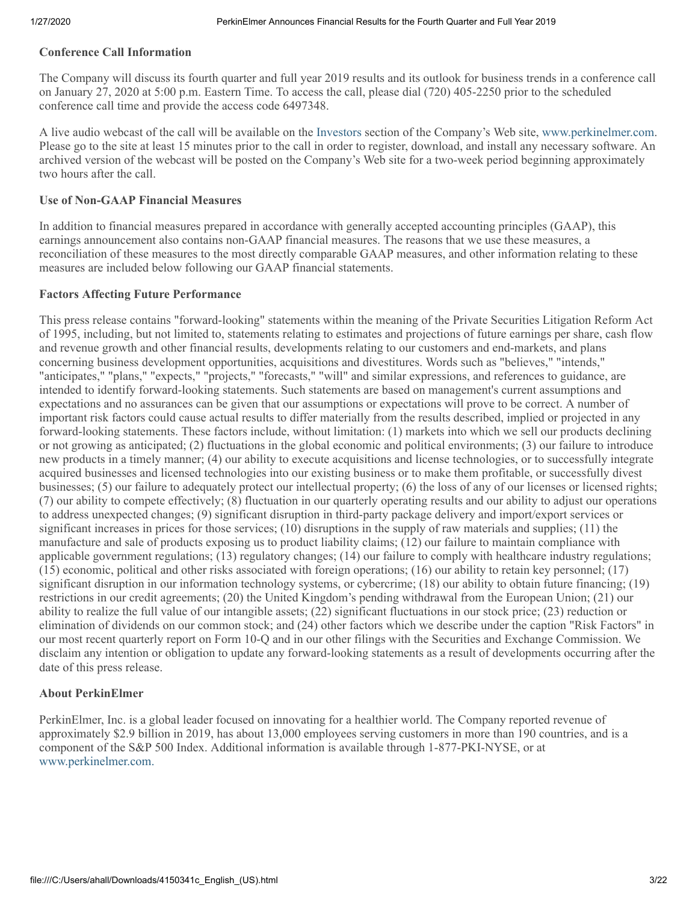**Conference Call Information**

The Company will discuss its fourth quarter and full year 2019 results and its outlook for business trends in a conference call on January 27, 2020 at 5:00 p.m. Eastern Time. To access the call, please dial (720) 405-2250 prior to the scheduled conference call time and provide the access code 6497348.

A live audio webcast of the call will be available on the Investors section of the Company's Web site, www.perkinelmer.com. Please go to the site at least 15 minutes prior to the call in order to register, download, and install any necessary software. An archived version of the webcast will be posted on the Company's Web site for a two-week period beginning approximately two hours after the call.

**Use of Non-GAAP Financial Measures**

In addition to financial measures prepared in accordance with generally accepted accounting principles (GAAP), this earnings announcement also contains non-GAAP financial measures. The reasons that we use these measures, a reconciliation of these measures to the most directly comparable GAAP measures, and other information relating to these measures are included below following our GAAP financial statements.

**Factors Affecting Future Performance**

This press release contains "forward-looking" statements within the meaning of the Private Securities Litigation Reform Act of 1995, including, but not limited to, statements relating to estimates and projections of future earnings per share, cash flow and revenue growth and other financial results, developments relating to our customers and end-markets, and plans concerning business development opportunities, acquisitions and divestitures. Words such as "believes," "intends," "anticipates," "plans," "expects," "projects," "forecasts," "will" and similar expressions, and references to guidance, are intended to identify forward-looking statements. Such statements are based on management's current assumptions and expectations and no assurances can be given that our assumptions or expectations will prove to be correct. A number of important risk factors could cause actual results to differ materially from the results described, implied or projected in any forward-looking statements. These factors include, without limitation: (1) markets into which we sell our products declining or not growing as anticipated; (2) fluctuations in the global economic and political environments; (3) our failure to introduce new products in a timely manner; (4) our ability to execute acquisitions and license technologies, or to successfully integrate acquired businesses and licensed technologies into our existing business or to make them profitable, or successfully divest businesses; (5) our failure to adequately protect our intellectual property; (6) the loss of any of our licenses or licensed rights; (7) our ability to compete effectively; (8) fluctuation in our quarterly operating results and our ability to adjust our operations to address unexpected changes; (9) significant disruption in third-party package delivery and import/export services or significant increases in prices for those services; (10) disruptions in the supply of raw materials and supplies; (11) the manufacture and sale of products exposing us to product liability claims; (12) our failure to maintain compliance with applicable government regulations; (13) regulatory changes; (14) our failure to comply with healthcare industry regulations; (15) economic, political and other risks associated with foreign operations; (16) our ability to retain key personnel; (17) significant disruption in our information technology systems, or cybercrime; (18) our ability to obtain future financing; (19) restrictions in our credit agreements; (20) the United Kingdom's pending withdrawal from the European Union; (21) our ability to realize the full value of our intangible assets; (22) significant fluctuations in our stock price; (23) reduction or elimination of dividends on our common stock; and (24) other factors which we describe under the caption "Risk Factors" in our most recent quarterly report on Form 10-Q and in our other filings with the Securities and Exchange Commission. We disclaim any intention or obligation to update any forward-looking statements as a result of developments occurring after the date of this press release.

**About PerkinElmer**

PerkinElmer, Inc. is a global leader focused on innovating for a healthier world. The Company reported revenue of approximately $2.9 billion in 2019, has about 13,000 employees serving customers in more than 190 countries, and is a component of the S&P 500 Index. Additional information is available through 1-877-PKI-NYSE, or at www.perkinelmer.com.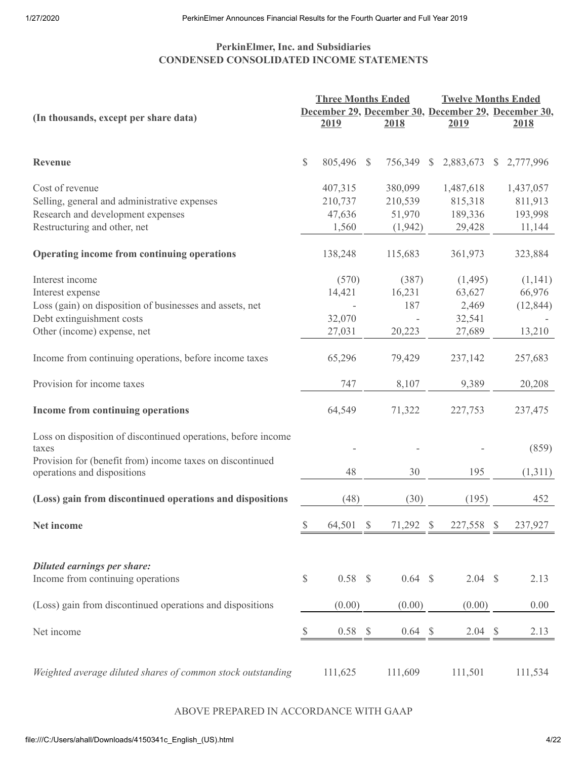## PerkinElmer, Inc. and Subsidiaries
## CONDENSED CONSOLIDATED INCOME STATEMENTS

| (In thousands, except per share data) | Three Months Ended | | Twelve Months Ended | |
|---|---|---|---|---|
| | December 29, 2019 | December 30, 2018 | December 29, 2019 | December 30, 2018 |
| **Revenue** | $ 805,496 | $ 756,349 | $ 2,883,673 | $ 2,777,996 |
| Cost of revenue | 407,315 | 380,099 | 1,487,618 | 1,437,057 |
| Selling, general and administrative expenses | 210,737 | 210,539 | 815,318 | 811,913 |
| Research and development expenses | 47,636 | 51,970 | 189,336 | 193,998 |
| Restructuring and other, net | 1,560 | (1,942) | 29,428 | 11,144 |
| **Operating income from continuing operations** | 138,248 | 115,683 | 361,973 | 323,884 |
| Interest income | (570) | (387) | (1,495) | (1,141) |
| Interest expense | 14,421 | 16,231 | 63,627 | 66,976 |
| Loss (gain) on disposition of businesses and assets, net | - | 187 | 2,469 | (12,844) |
| Debt extinguishment costs | 32,070 | - | 32,541 | - |
| Other (income) expense, net | 27,031 | 20,223 | 27,689 | 13,210 |
| Income from continuing operations, before income taxes | 65,296 | 79,429 | 237,142 | 257,683 |
| Provision for income taxes | 747 | 8,107 | 9,389 | 20,208 |
| **Income from continuing operations** | 64,549 | 71,322 | 227,753 | 237,475 |
| Loss on disposition of discontinued operations, before income taxes | - | - | - | (859) |
| Provision for (benefit from) income taxes on discontinued operations and dispositions | 48 | 30 | 195 | (1,311) |
| **(Loss) gain from discontinued operations and dispositions** | (48) | (30) | (195) | 452 |
| **Net income** | $ 64,501 | $ 71,292 | $ 227,558 | $ 237,927 |
| ***Diluted earnings per share:*** | | | | |
| Income from continuing operations | $ 0.58 | $ 0.64 | $ 2.04 | $ 2.13 |
| (Loss) gain from discontinued operations and dispositions | (0.00) | (0.00) | (0.00) | 0.00 |
| Net income | $ 0.58 | $ 0.64 | $ 2.04 | $ 2.13 |
| *Weighted average diluted shares of common stock outstanding* | 111,625 | 111,609 | 111,501 | 111,534 |

ABOVE PREPARED IN ACCORDANCE WITH GAAP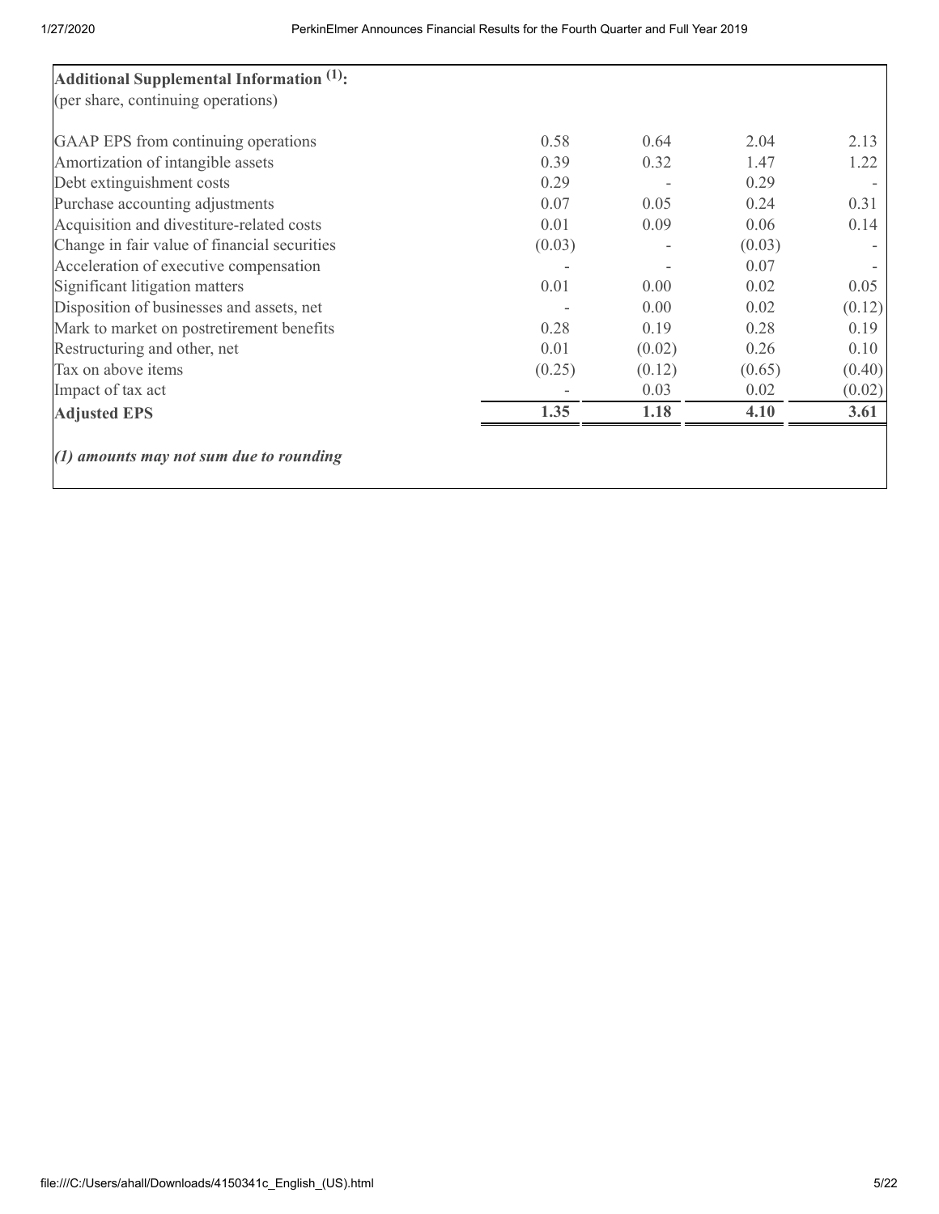| **Additional Supplemental Information [(1)]:** (per share, continuing operations) | | | | |
|---|---|---|---|---|
| GAAP EPS from continuing operations | 0.58 | 0.64 | 2.04 | 2.13 |
| Amortization of intangible assets | 0.39 | 0.32 | 1.47 | 1.22 |
| Debt extinguishment costs | 0.29 | - | 0.29 | - |
| Purchase accounting adjustments | 0.07 | 0.05 | 0.24 | 0.31 |
| Acquisition and divestiture-related costs | 0.01 | 0.09 | 0.06 | 0.14 |
| Change in fair value of financial securities | (0.03) | - | (0.03) | - |
| Acceleration of executive compensation | - | - | 0.07 | - |
| Significant litigation matters | 0.01 | 0.00 | 0.02 | 0.05 |
| Disposition of businesses and assets, net | - | 0.00 | 0.02 | (0.12) |
| Mark to market on postretirement benefits | 0.28 | 0.19 | 0.28 | 0.19 |
| Restructuring and other, net | 0.01 | (0.02) | 0.26 | 0.10 |
| Tax on above items | (0.25) | (0.12) | (0.65) | (0.40) |
| Impact of tax act | - | 0.03 | 0.02 | (0.02) |
| **Adjusted EPS** | **1.35** | **1.18** | **4.10** | **3.61** |

***(1) amounts may not sum due to rounding***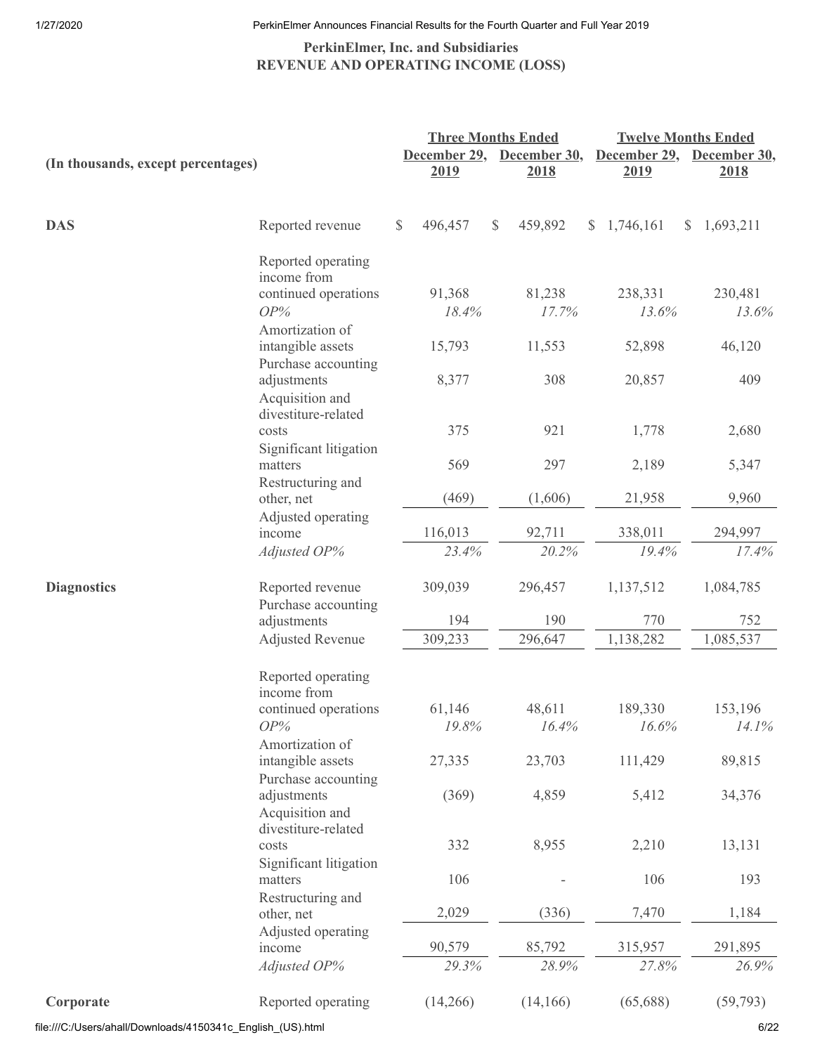**PerkinElmer, Inc. and Subsidiaries**
**REVENUE AND OPERATING INCOME (LOSS)**

| (In thousands, except percentages) | | Three Months Ended December 29, 2019 | Three Months Ended December 30, 2018 | Twelve Months Ended December 29, 2019 | Twelve Months Ended December 30, 2018 |
|---|---|---|---|---|---|
| **DAS** | Reported revenue | $ 496,457 | $ 459,892 | $ 1,746,161 | $ 1,693,211 |
| | Reported operating income from continued operations | 91,368 | 81,238 | 238,331 | 230,481 |
| | *OP%* | *18.4%* | *17.7%* | *13.6%* | *13.6%* |
| | Amortization of intangible assets | 15,793 | 11,553 | 52,898 | 46,120 |
| | Purchase accounting adjustments | 8,377 | 308 | 20,857 | 409 |
| | Acquisition and divestiture-related costs | 375 | 921 | 1,778 | 2,680 |
| | Significant litigation matters | 569 | 297 | 2,189 | 5,347 |
| | Restructuring and other, net | (469) | (1,606) | 21,958 | 9,960 |
| | Adjusted operating income | 116,013 | 92,711 | 338,011 | 294,997 |
| | *Adjusted OP%* | *23.4%* | *20.2%* | *19.4%* | *17.4%* |
| **Diagnostics** | Reported revenue | 309,039 | 296,457 | 1,137,512 | 1,084,785 |
| | Purchase accounting adjustments | 194 | 190 | 770 | 752 |
| | Adjusted Revenue | 309,233 | 296,647 | 1,138,282 | 1,085,537 |
| | Reported operating income from continued operations | 61,146 | 48,611 | 189,330 | 153,196 |
| | *OP%* | *19.8%* | *16.4%* | *16.6%* | *14.1%* |
| | Amortization of intangible assets | 27,335 | 23,703 | 111,429 | 89,815 |
| | Purchase accounting adjustments | (369) | 4,859 | 5,412 | 34,376 |
| | Acquisition and divestiture-related costs | 332 | 8,955 | 2,210 | 13,131 |
| | Significant litigation matters | 106 | - | 106 | 193 |
| | Restructuring and other, net | 2,029 | (336) | 7,470 | 1,184 |
| | Adjusted operating income | 90,579 | 85,792 | 315,957 | 291,895 |
| | *Adjusted OP%* | *29.3%* | *28.9%* | *27.8%* | *26.9%* |
| **Corporate** | Reported operating | (14,266) | (14,166) | (65,688) | (59,793) |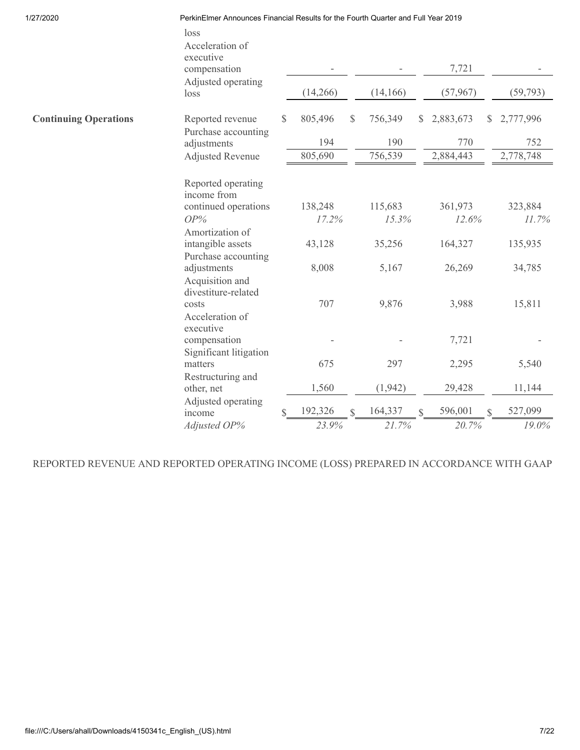| | | | | | |
|---|---|---|---|---|---|
| | loss | | | | |
| | Acceleration of executive compensation | - | - | 7,721 | - |
| | Adjusted operating loss | (14,266) | (14,166) | (57,967) | (59,793) |
| **Continuing Operations** | Reported revenue | $ 805,496 | $ 756,349 | $ 2,883,673 | $ 2,777,996 |
| | Purchase accounting adjustments | 194 | 190 | 770 | 752 |
| | Adjusted Revenue | 805,690 | 756,539 | 2,884,443 | 2,778,748 |
| | Reported operating income from continued operations | 138,248 | 115,683 | 361,973 | 323,884 |
| | *OP%* | *17.2%* | *15.3%* | *12.6%* | *11.7%* |
| | Amortization of intangible assets | 43,128 | 35,256 | 164,327 | 135,935 |
| | Purchase accounting adjustments | 8,008 | 5,167 | 26,269 | 34,785 |
| | Acquisition and divestiture-related costs | 707 | 9,876 | 3,988 | 15,811 |
| | Acceleration of executive compensation | - | - | 7,721 | - |
| | Significant litigation matters | 675 | 297 | 2,295 | 5,540 |
| | Restructuring and other, net | 1,560 | (1,942) | 29,428 | 11,144 |
| | Adjusted operating income | $ 192,326 | $ 164,337 | $ 596,001 | $ 527,099 |
| | *Adjusted OP%* | *23.9%* | *21.7%* | *20.7%* | *19.0%* |

REPORTED REVENUE AND REPORTED OPERATING INCOME (LOSS) PREPARED IN ACCORDANCE WITH GAAP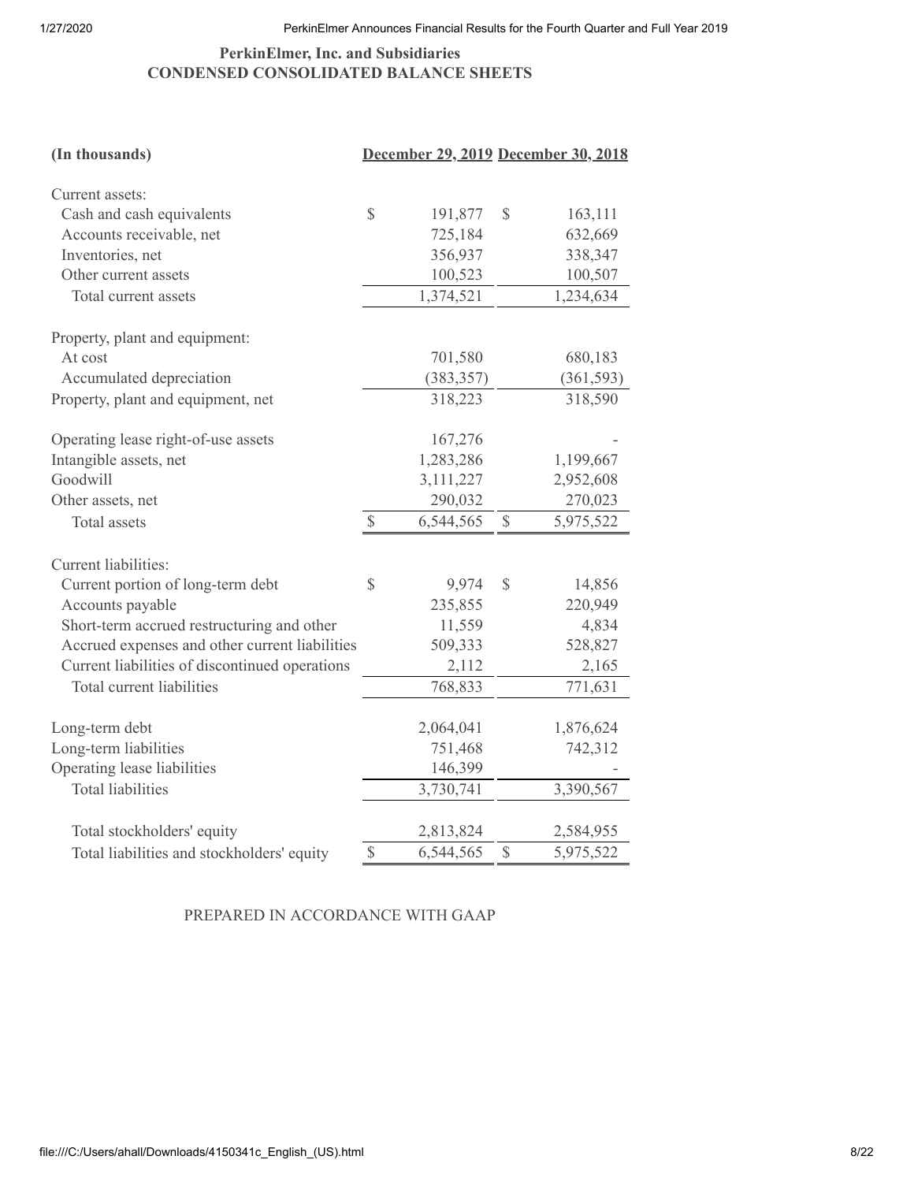**PerkinElmer, Inc. and Subsidiaries**
**CONDENSED CONSOLIDATED BALANCE SHEETS**

| (In thousands) | December 29, 2019 | December 30, 2018 |
|---|---|---|
| Current assets: | | |
| Cash and cash equivalents | $ 191,877 | $ 163,111 |
| Accounts receivable, net | 725,184 | 632,669 |
| Inventories, net | 356,937 | 338,347 |
| Other current assets | 100,523 | 100,507 |
| Total current assets | 1,374,521 | 1,234,634 |
| Property, plant and equipment: | | |
| At cost | 701,580 | 680,183 |
| Accumulated depreciation | (383,357) | (361,593) |
| Property, plant and equipment, net | 318,223 | 318,590 |
| Operating lease right-of-use assets | 167,276 | - |
| Intangible assets, net | 1,283,286 | 1,199,667 |
| Goodwill | 3,111,227 | 2,952,608 |
| Other assets, net | 290,032 | 270,023 |
| Total assets | $ 6,544,565 | $ 5,975,522 |
| Current liabilities: | | |
| Current portion of long-term debt | $ 9,974 | $ 14,856 |
| Accounts payable | 235,855 | 220,949 |
| Short-term accrued restructuring and other | 11,559 | 4,834 |
| Accrued expenses and other current liabilities | 509,333 | 528,827 |
| Current liabilities of discontinued operations | 2,112 | 2,165 |
| Total current liabilities | 768,833 | 771,631 |
| Long-term debt | 2,064,041 | 1,876,624 |
| Long-term liabilities | 751,468 | 742,312 |
| Operating lease liabilities | 146,399 | - |
| Total liabilities | 3,730,741 | 3,390,567 |
| Total stockholders' equity | 2,813,824 | 2,584,955 |
| Total liabilities and stockholders' equity | $ 6,544,565 | $ 5,975,522 |

PREPARED IN ACCORDANCE WITH GAAP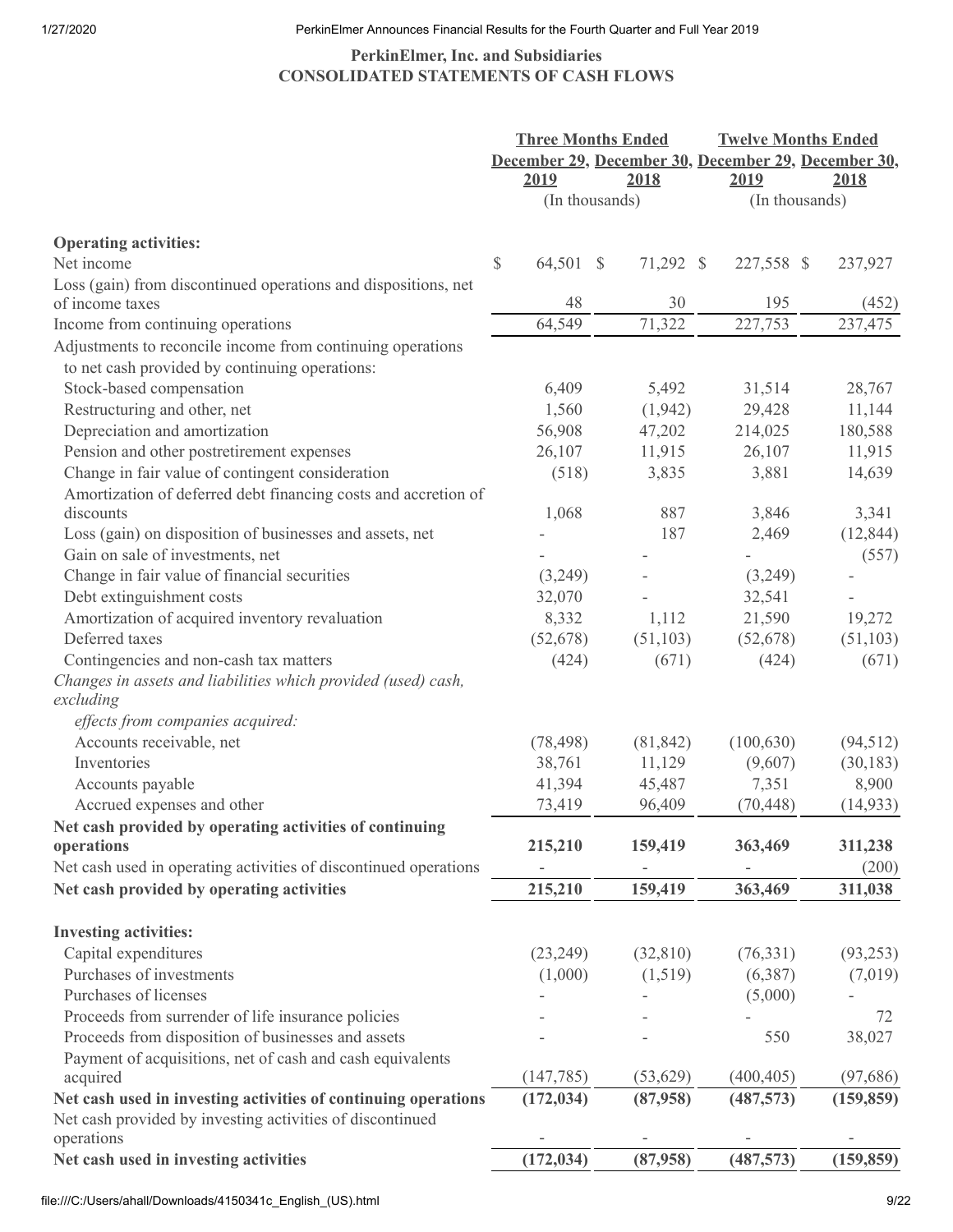**PerkinElmer, Inc. and Subsidiaries**
**CONSOLIDATED STATEMENTS OF CASH FLOWS**

| | Three Months Ended | | Twelve Months Ended | |
|---|---|---|---|---|
| | December 29, 2019 | December 30, 2018 | December 29, 2019 | December 30, 2018 |
| | (In thousands) | | (In thousands) | |
| **Operating activities:** | | | | |
| Net income | $ 64,501 | $ 71,292 | $ 227,558 | $ 237,927 |
| Loss (gain) from discontinued operations and dispositions, net of income taxes | 48 | 30 | 195 | (452) |
| Income from continuing operations | 64,549 | 71,322 | 227,753 | 237,475 |
| Adjustments to reconcile income from continuing operations to net cash provided by continuing operations: | | | | |
| Stock-based compensation | 6,409 | 5,492 | 31,514 | 28,767 |
| Restructuring and other, net | 1,560 | (1,942) | 29,428 | 11,144 |
| Depreciation and amortization | 56,908 | 47,202 | 214,025 | 180,588 |
| Pension and other postretirement expenses | 26,107 | 11,915 | 26,107 | 11,915 |
| Change in fair value of contingent consideration | (518) | 3,835 | 3,881 | 14,639 |
| Amortization of deferred debt financing costs and accretion of discounts | 1,068 | 887 | 3,846 | 3,341 |
| Loss (gain) on disposition of businesses and assets, net | - | 187 | 2,469 | (12,844) |
| Gain on sale of investments, net | - | - | - | (557) |
| Change in fair value of financial securities | (3,249) | - | (3,249) | - |
| Debt extinguishment costs | 32,070 | - | 32,541 | - |
| Amortization of acquired inventory revaluation | 8,332 | 1,112 | 21,590 | 19,272 |
| Deferred taxes | (52,678) | (51,103) | (52,678) | (51,103) |
| Contingencies and non-cash tax matters | (424) | (671) | (424) | (671) |
| *Changes in assets and liabilities which provided (used) cash, excluding effects from companies acquired:* | | | | |
| Accounts receivable, net | (78,498) | (81,842) | (100,630) | (94,512) |
| Inventories | 38,761 | 11,129 | (9,607) | (30,183) |
| Accounts payable | 41,394 | 45,487 | 7,351 | 8,900 |
| Accrued expenses and other | 73,419 | 96,409 | (70,448) | (14,933) |
| **Net cash provided by operating activities of continuing operations** | **215,210** | **159,419** | **363,469** | **311,238** |
| Net cash used in operating activities of discontinued operations | - | - | - | (200) |
| **Net cash provided by operating activities** | **215,210** | **159,419** | **363,469** | **311,038** |
| **Investing activities:** | | | | |
| Capital expenditures | (23,249) | (32,810) | (76,331) | (93,253) |
| Purchases of investments | (1,000) | (1,519) | (6,387) | (7,019) |
| Purchases of licenses | - | - | (5,000) | - |
| Proceeds from surrender of life insurance policies | - | - | - | 72 |
| Proceeds from disposition of businesses and assets | - | - | 550 | 38,027 |
| Payment of acquisitions, net of cash and cash equivalents acquired | (147,785) | (53,629) | (400,405) | (97,686) |
| **Net cash used in investing activities of continuing operations** | **(172,034)** | **(87,958)** | **(487,573)** | **(159,859)** |
| Net cash provided by investing activities of discontinued operations | - | - | - | - |
| **Net cash used in investing activities** | **(172,034)** | **(87,958)** | **(487,573)** | **(159,859)** |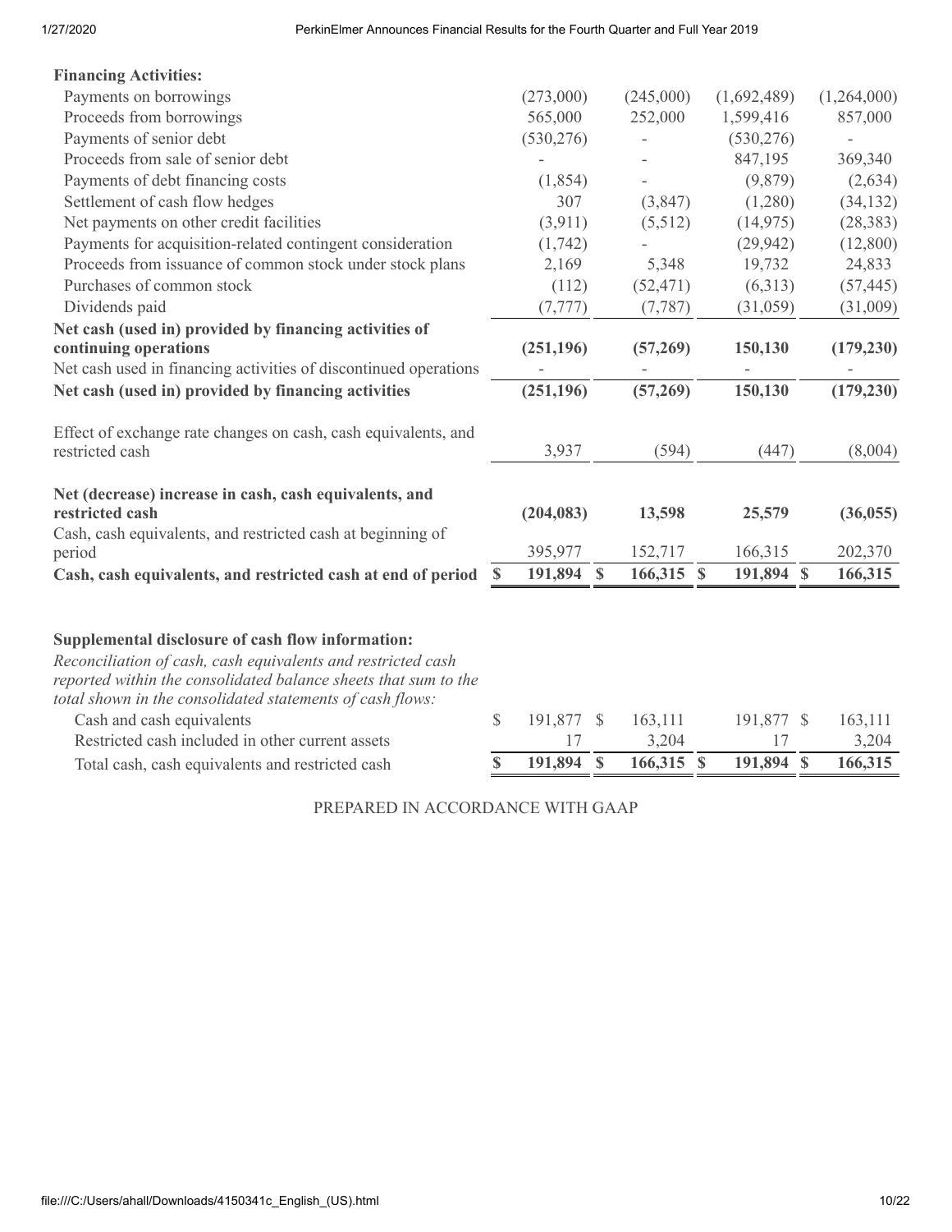| | | | | |
|---|---|---|---|---|
| **Financing Activities:** | | | | |
| Payments on borrowings | (273,000) | (245,000) | (1,692,489) | (1,264,000) |
| Proceeds from borrowings | 565,000 | 252,000 | 1,599,416 | 857,000 |
| Payments of senior debt | (530,276) | - | (530,276) | - |
| Proceeds from sale of senior debt | - | - | 847,195 | 369,340 |
| Payments of debt financing costs | (1,854) | - | (9,879) | (2,634) |
| Settlement of cash flow hedges | 307 | (3,847) | (1,280) | (34,132) |
| Net payments on other credit facilities | (3,911) | (5,512) | (14,975) | (28,383) |
| Payments for acquisition-related contingent consideration | (1,742) | - | (29,942) | (12,800) |
| Proceeds from issuance of common stock under stock plans | 2,169 | 5,348 | 19,732 | 24,833 |
| Purchases of common stock | (112) | (52,471) | (6,313) | (57,445) |
| Dividends paid | (7,777) | (7,787) | (31,059) | (31,009) |
| **Net cash (used in) provided by financing activities of continuing operations** | **(251,196)** | **(57,269)** | **150,130** | **(179,230)** |
| Net cash used in financing activities of discontinued operations | - | - | - | - |
| **Net cash (used in) provided by financing activities** | **(251,196)** | **(57,269)** | **150,130** | **(179,230)** |
| Effect of exchange rate changes on cash, cash equivalents, and restricted cash | 3,937 | (594) | (447) | (8,004) |
| **Net (decrease) increase in cash, cash equivalents, and restricted cash** | **(204,083)** | **13,598** | **25,579** | **(36,055)** |
| Cash, cash equivalents, and restricted cash at beginning of period | 395,977 | 152,717 | 166,315 | 202,370 |
| **Cash, cash equivalents, and restricted cash at end of period** | **$ 191,894** | **$ 166,315** | **$ 191,894** | **$ 166,315** |

**Supplemental disclosure of cash flow information:**

*Reconciliation of cash, cash equivalents and restricted cash reported within the consolidated balance sheets that sum to the total shown in the consolidated statements of cash flows:*

| | | | | |
|---|---|---|---|---|
| Cash and cash equivalents | $ 191,877 | $ 163,111 | 191,877 | $ 163,111 |
| Restricted cash included in other current assets | 17 | 3,204 | 17 | 3,204 |
| Total cash, cash equivalents and restricted cash | **$ 191,894** | **$ 166,315** | **$ 191,894** | **$ 166,315** |

PREPARED IN ACCORDANCE WITH GAAP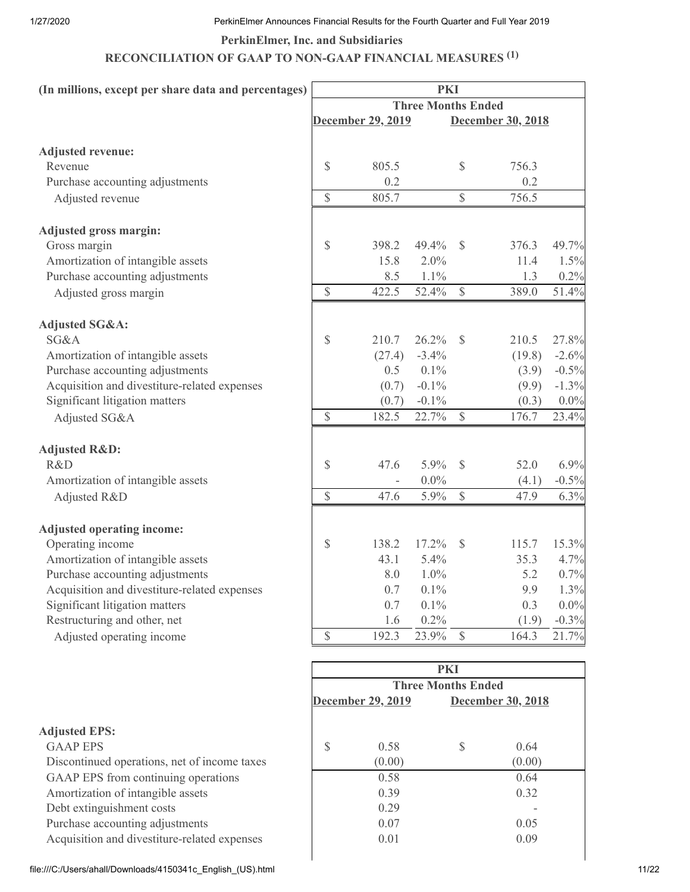**PerkinElmer, Inc. and Subsidiaries**

**RECONCILIATION OF GAAP TO NON-GAAP FINANCIAL MEASURES (1)**

| (In millions, except per share data and percentages) | PKI | | | | | |
|---|---|---|---|---|---|---|
| | Three Months Ended | | | | | |
| | December 29, 2019 | | | December 30, 2018 | | |
| **Adjusted revenue:** | | | | | | |
| Revenue | $ | 805.5 | | $ | 756.3 | |
| Purchase accounting adjustments | | 0.2 | | | 0.2 | |
| Adjusted revenue | $ | 805.7 | | $ | 756.5 | |
| **Adjusted gross margin:** | | | | | | |
| Gross margin | $ | 398.2 | 49.4% | $ | 376.3 | 49.7% |
| Amortization of intangible assets | | 15.8 | 2.0% | | 11.4 | 1.5% |
| Purchase accounting adjustments | | 8.5 | 1.1% | | 1.3 | 0.2% |
| Adjusted gross margin | $ | 422.5 | 52.4% | $ | 389.0 | 51.4% |
| **Adjusted SG&A:** | | | | | | |
| SG&A | $ | 210.7 | 26.2% | $ | 210.5 | 27.8% |
| Amortization of intangible assets | | (27.4) | -3.4% | | (19.8) | -2.6% |
| Purchase accounting adjustments | | 0.5 | 0.1% | | (3.9) | -0.5% |
| Acquisition and divestiture-related expenses | | (0.7) | -0.1% | | (9.9) | -1.3% |
| Significant litigation matters | | (0.7) | -0.1% | | (0.3) | 0.0% |
| Adjusted SG&A | $ | 182.5 | 22.7% | $ | 176.7 | 23.4% |
| **Adjusted R&D:** | | | | | | |
| R&D | $ | 47.6 | 5.9% | $ | 52.0 | 6.9% |
| Amortization of intangible assets | | - | 0.0% | | (4.1) | -0.5% |
| Adjusted R&D | $ | 47.6 | 5.9% | $ | 47.9 | 6.3% |
| **Adjusted operating income:** | | | | | | |
| Operating income | $ | 138.2 | 17.2% | $ | 115.7 | 15.3% |
| Amortization of intangible assets | | 43.1 | 5.4% | | 35.3 | 4.7% |
| Purchase accounting adjustments | | 8.0 | 1.0% | | 5.2 | 0.7% |
| Acquisition and divestiture-related expenses | | 0.7 | 0.1% | | 9.9 | 1.3% |
| Significant litigation matters | | 0.7 | 0.1% | | 0.3 | 0.0% |
| Restructuring and other, net | | 1.6 | 0.2% | | (1.9) | -0.3% |
| Adjusted operating income | $ | 192.3 | 23.9% | $ | 164.3 | 21.7% |

| | PKI | | | |
|---|---|---|---|---|
| | Three Months Ended | | | |
| | December 29, 2019 | | December 30, 2018 | |
| **Adjusted EPS:** | | | | |
| GAAP EPS | $ | 0.58 | $ | 0.64 |
| Discontinued operations, net of income taxes | | (0.00) | | (0.00) |
| GAAP EPS from continuing operations | | 0.58 | | 0.64 |
| Amortization of intangible assets | | 0.39 | | 0.32 |
| Debt extinguishment costs | | 0.29 | | - |
| Purchase accounting adjustments | | 0.07 | | 0.05 |
| Acquisition and divestiture-related expenses | | 0.01 | | 0.09 |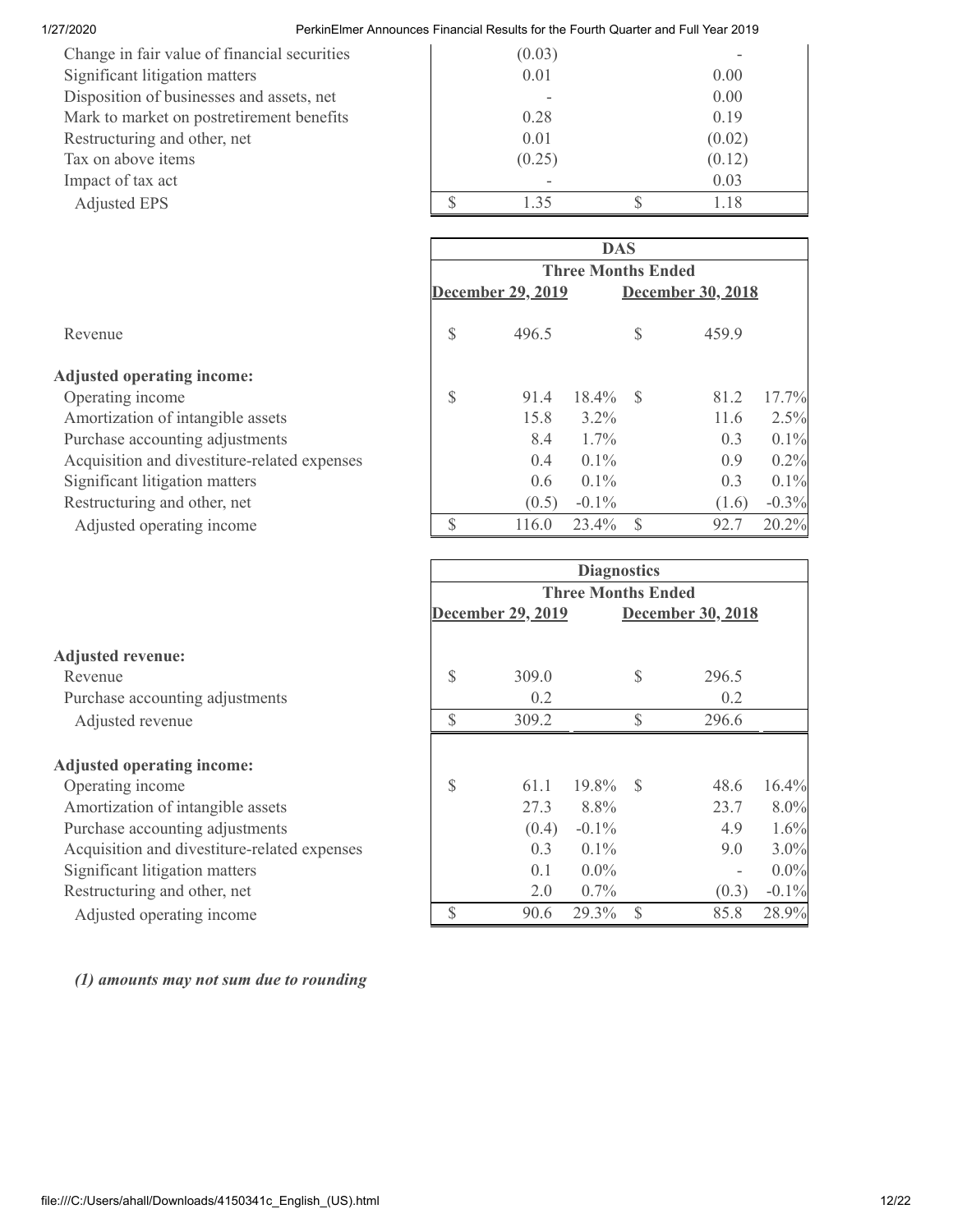| | | |
|---|---|---|
| Change in fair value of financial securities | (0.03) | - |
| Significant litigation matters | 0.01 | 0.00 |
| Disposition of businesses and assets, net | - | 0.00 |
| Mark to market on postretirement benefits | 0.28 | 0.19 |
| Restructuring and other, net | 0.01 | (0.02) |
| Tax on above items | (0.25) | (0.12) |
| Impact of tax act | - | 0.03 |
| Adjusted EPS | $ 1.35 | $ 1.18 |

| | DAS | | | |
|---|---|---|---|---|
| | Three Months Ended | | | |
| | December 29, 2019 | | December 30, 2018 | |
| Revenue | $ 496.5 | | $ 459.9 | |
| **Adjusted operating income:** | | | | |
| Operating income | $ 91.4 | 18.4% | $ 81.2 | 17.7% |
| Amortization of intangible assets | 15.8 | 3.2% | 11.6 | 2.5% |
| Purchase accounting adjustments | 8.4 | 1.7% | 0.3 | 0.1% |
| Acquisition and divestiture-related expenses | 0.4 | 0.1% | 0.9 | 0.2% |
| Significant litigation matters | 0.6 | 0.1% | 0.3 | 0.1% |
| Restructuring and other, net | (0.5) | -0.1% | (1.6) | -0.3% |
| Adjusted operating income | $ 116.0 | 23.4% | $ 92.7 | 20.2% |

| | Diagnostics | | | |
|---|---|---|---|---|
| | Three Months Ended | | | |
| | December 29, 2019 | | December 30, 2018 | |
| **Adjusted revenue:** | | | | |
| Revenue | $ 309.0 | | $ 296.5 | |
| Purchase accounting adjustments | 0.2 | | 0.2 | |
| Adjusted revenue | $ 309.2 | | $ 296.6 | |
| **Adjusted operating income:** | | | | |
| Operating income | $ 61.1 | 19.8% | $ 48.6 | 16.4% |
| Amortization of intangible assets | 27.3 | 8.8% | 23.7 | 8.0% |
| Purchase accounting adjustments | (0.4) | -0.1% | 4.9 | 1.6% |
| Acquisition and divestiture-related expenses | 0.3 | 0.1% | 9.0 | 3.0% |
| Significant litigation matters | 0.1 | 0.0% | - | 0.0% |
| Restructuring and other, net | 2.0 | 0.7% | (0.3) | -0.1% |
| Adjusted operating income | $ 90.6 | 29.3% | $ 85.8 | 28.9% |

***(1) amounts may not sum due to rounding***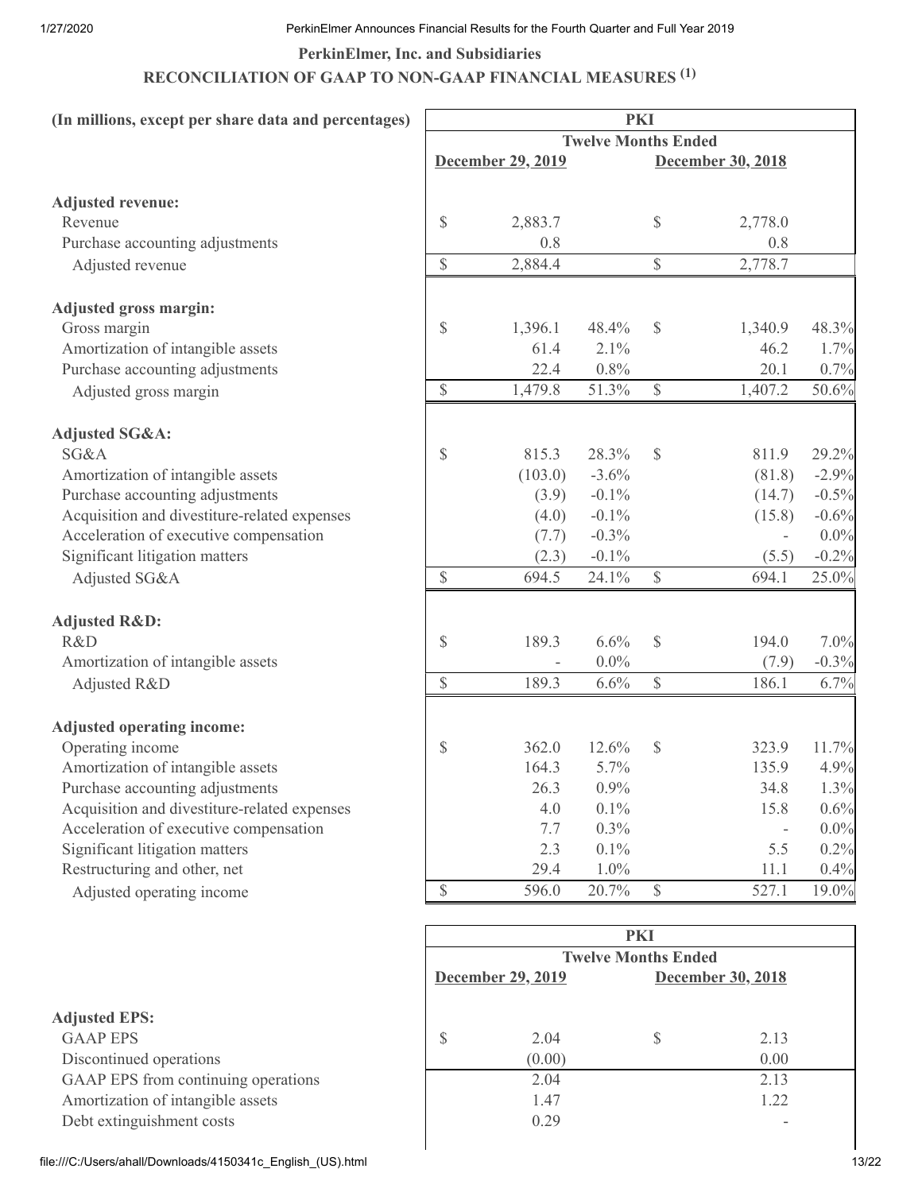**PerkinElmer, Inc. and Subsidiaries**

**RECONCILIATION OF GAAP TO NON-GAAP FINANCIAL MEASURES (1)**

| (In millions, except per share data and percentages) | PKI | | | |
|---|---|---|---|---|
| | Twelve Months Ended | | | |
| | December 29, 2019 | | December 30, 2018 | |
| **Adjusted revenue:** | | | | |
| Revenue | $ 2,883.7 | | $ 2,778.0 | |
| Purchase accounting adjustments | 0.8 | | 0.8 | |
| Adjusted revenue | $ 2,884.4 | | $ 2,778.7 | |
| **Adjusted gross margin:** | | | | |
| Gross margin | $ 1,396.1 | 48.4% | $ 1,340.9 | 48.3% |
| Amortization of intangible assets | 61.4 | 2.1% | 46.2 | 1.7% |
| Purchase accounting adjustments | 22.4 | 0.8% | 20.1 | 0.7% |
| Adjusted gross margin | $ 1,479.8 | 51.3% | $ 1,407.2 | 50.6% |
| **Adjusted SG&A:** | | | | |
| SG&A | $ 815.3 | 28.3% | $ 811.9 | 29.2% |
| Amortization of intangible assets | (103.0) | -3.6% | (81.8) | -2.9% |
| Purchase accounting adjustments | (3.9) | -0.1% | (14.7) | -0.5% |
| Acquisition and divestiture-related expenses | (4.0) | -0.1% | (15.8) | -0.6% |
| Acceleration of executive compensation | (7.7) | -0.3% | - | 0.0% |
| Significant litigation matters | (2.3) | -0.1% | (5.5) | -0.2% |
| Adjusted SG&A | $ 694.5 | 24.1% | $ 694.1 | 25.0% |
| **Adjusted R&D:** | | | | |
| R&D | $ 189.3 | 6.6% | $ 194.0 | 7.0% |
| Amortization of intangible assets | - | 0.0% | (7.9) | -0.3% |
| Adjusted R&D | $ 189.3 | 6.6% | $ 186.1 | 6.7% |
| **Adjusted operating income:** | | | | |
| Operating income | $ 362.0 | 12.6% | $ 323.9 | 11.7% |
| Amortization of intangible assets | 164.3 | 5.7% | 135.9 | 4.9% |
| Purchase accounting adjustments | 26.3 | 0.9% | 34.8 | 1.3% |
| Acquisition and divestiture-related expenses | 4.0 | 0.1% | 15.8 | 0.6% |
| Acceleration of executive compensation | 7.7 | 0.3% | - | 0.0% |
| Significant litigation matters | 2.3 | 0.1% | 5.5 | 0.2% |
| Restructuring and other, net | 29.4 | 1.0% | 11.1 | 0.4% |
| Adjusted operating income | $ 596.0 | 20.7% | $ 527.1 | 19.0% |

| | PKI | |
|---|---|---|
| | Twelve Months Ended | |
| | December 29, 2019 | December 30, 2018 |
| **Adjusted EPS:** | | |
| GAAP EPS | $ 2.04 | $ 2.13 |
| Discontinued operations | (0.00) | 0.00 |
| GAAP EPS from continuing operations | 2.04 | 2.13 |
| Amortization of intangible assets | 1.47 | 1.22 |
| Debt extinguishment costs | 0.29 | - |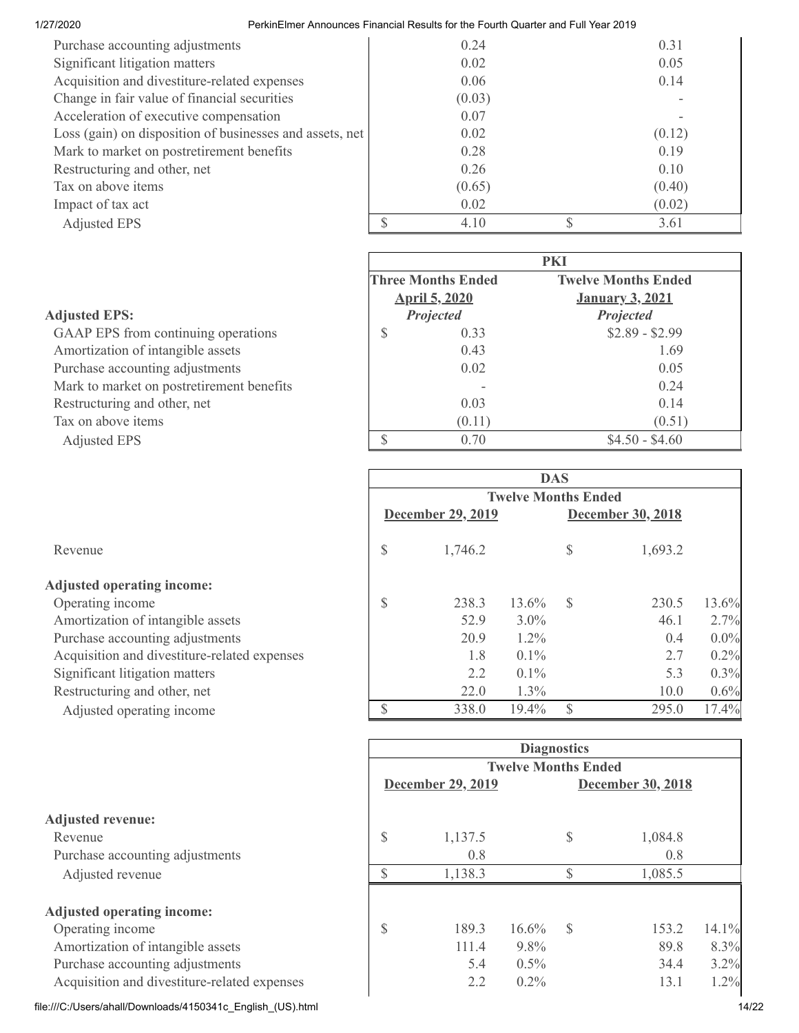| | | |
|---|---|---|
| Purchase accounting adjustments | 0.24 | 0.31 |
| Significant litigation matters | 0.02 | 0.05 |
| Acquisition and divestiture-related expenses | 0.06 | 0.14 |
| Change in fair value of financial securities | (0.03) | - |
| Acceleration of executive compensation | 0.07 | - |
| Loss (gain) on disposition of businesses and assets, net | 0.02 | (0.12) |
| Mark to market on postretirement benefits | 0.28 | 0.19 |
| Restructuring and other, net | 0.26 | 0.10 |
| Tax on above items | (0.65) | (0.40) |
| Impact of tax act | 0.02 | (0.02) |
| Adjusted EPS | $ 4.10 | $ 3.61 |

| | PKI | |
|---|---|---|
| | Three Months Ended April 5, 2020 | Twelve Months Ended January 3, 2021 |
| **Adjusted EPS:** | *Projected* | *Projected* |
| GAAP EPS from continuing operations | $ 0.33 | $2.89 - $2.99 |
| Amortization of intangible assets | 0.43 | 1.69 |
| Purchase accounting adjustments | 0.02 | 0.05 |
| Mark to market on postretirement benefits | - | 0.24 |
| Restructuring and other, net | 0.03 | 0.14 |
| Tax on above items | (0.11) | (0.51) |
| Adjusted EPS | $ 0.70 | $4.50 - $4.60 |

| | DAS | | | |
|---|---|---|---|---|
| | Twelve Months Ended | | | |
| | December 29, 2019 | | December 30, 2018 | |
| Revenue | $ 1,746.2 | | $ 1,693.2 | |
| **Adjusted operating income:** | | | | |
| Operating income | $ 238.3 | 13.6% | $ 230.5 | 13.6% |
| Amortization of intangible assets | 52.9 | 3.0% | 46.1 | 2.7% |
| Purchase accounting adjustments | 20.9 | 1.2% | 0.4 | 0.0% |
| Acquisition and divestiture-related expenses | 1.8 | 0.1% | 2.7 | 0.2% |
| Significant litigation matters | 2.2 | 0.1% | 5.3 | 0.3% |
| Restructuring and other, net | 22.0 | 1.3% | 10.0 | 0.6% |
| Adjusted operating income | $ 338.0 | 19.4% | $ 295.0 | 17.4% |

| | Diagnostics | | | |
|---|---|---|---|---|
| | Twelve Months Ended | | | |
| | December 29, 2019 | | December 30, 2018 | |
| **Adjusted revenue:** | | | | |
| Revenue | $ 1,137.5 | | $ 1,084.8 | |
| Purchase accounting adjustments | 0.8 | | 0.8 | |
| Adjusted revenue | $ 1,138.3 | | $ 1,085.5 | |
| **Adjusted operating income:** | | | | |
| Operating income | $ 189.3 | 16.6% | $ 153.2 | 14.1% |
| Amortization of intangible assets | 111.4 | 9.8% | 89.8 | 8.3% |
| Purchase accounting adjustments | 5.4 | 0.5% | 34.4 | 3.2% |
| Acquisition and divestiture-related expenses | 2.2 | 0.2% | 13.1 | 1.2% |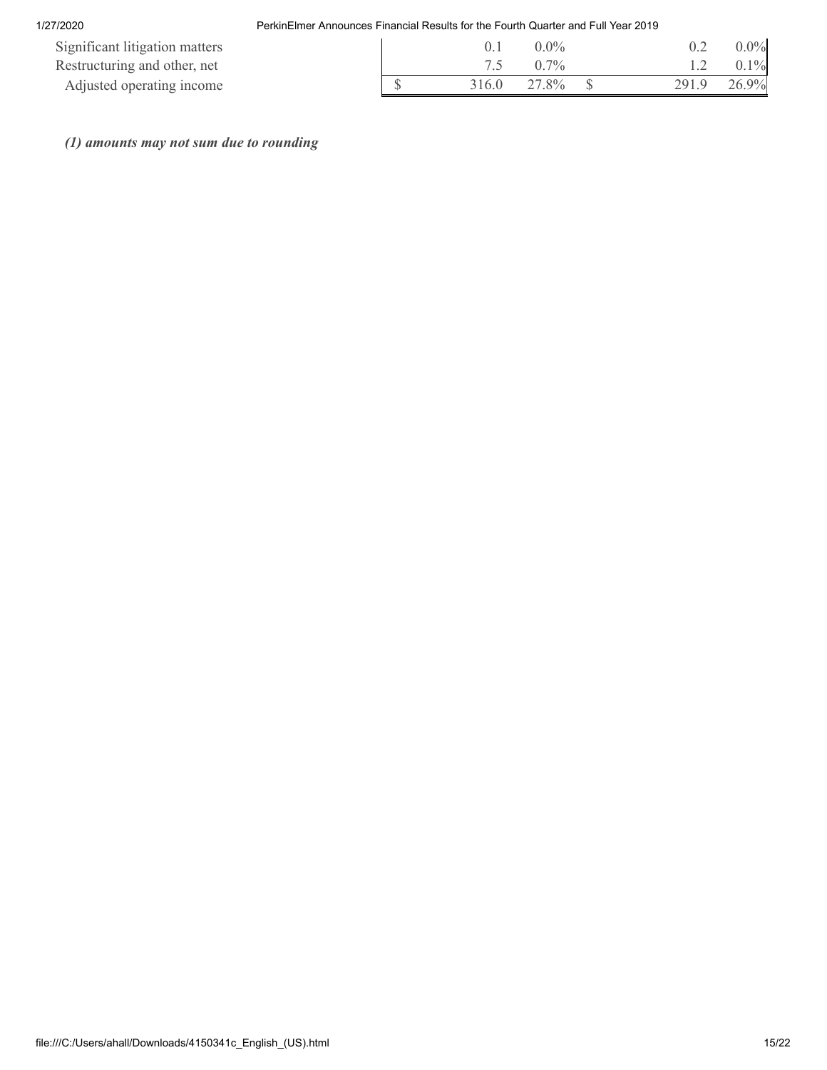| | | | | | | |
|---|---|---|---|---|---|---|
| Significant litigation matters | | 0.1 | 0.0% | | 0.2 | 0.0% |
| Restructuring and other, net | | 7.5 | 0.7% | | 1.2 | 0.1% |
| Adjusted operating income | $ | 316.0 | 27.8% | $ | 291.9 | 26.9% |

***(1) amounts may not sum due to rounding***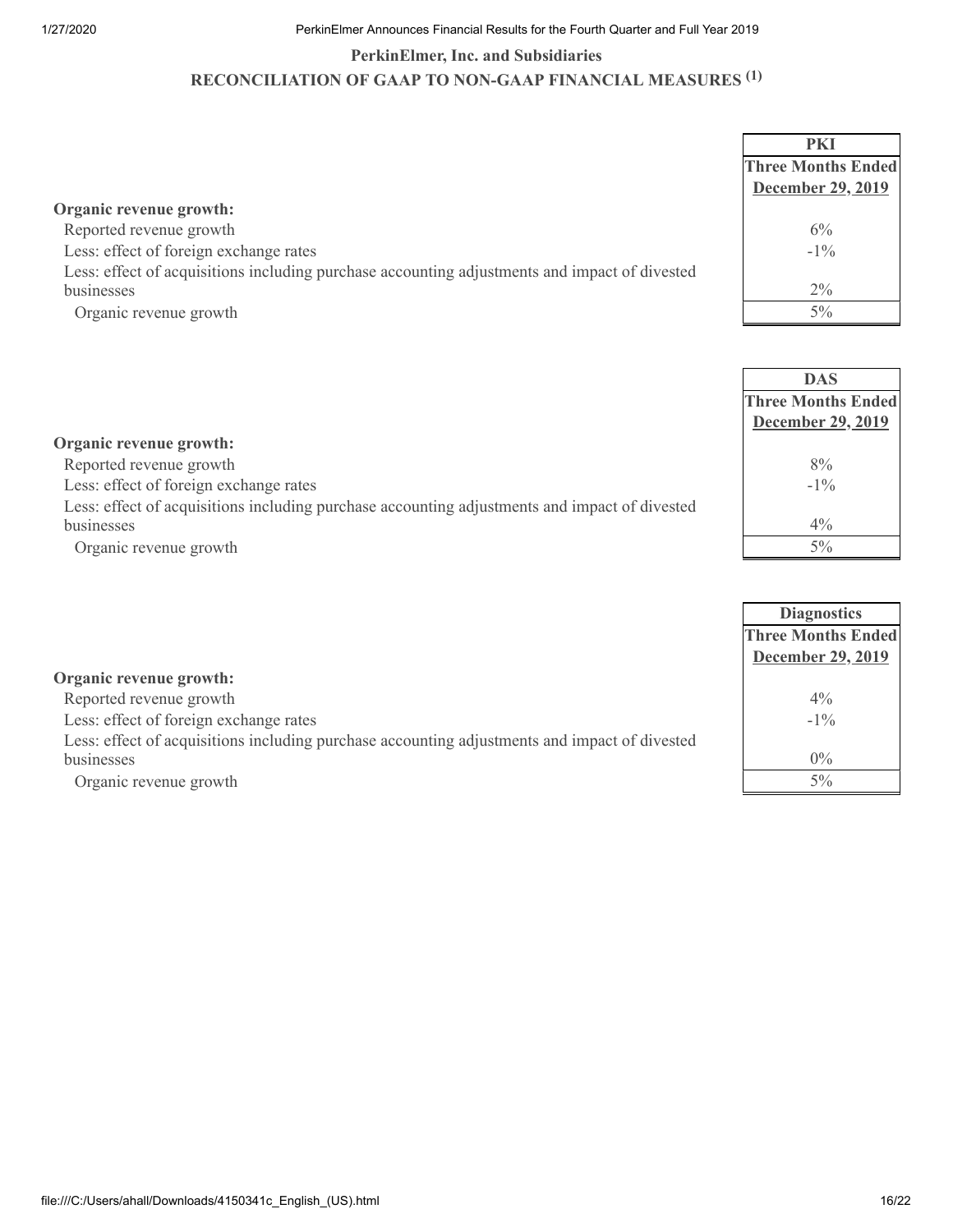## PerkinElmer, Inc. and Subsidiaries

## RECONCILIATION OF GAAP TO NON-GAAP FINANCIAL MEASURES [(1)]

| | PKI |
|---|---|
| | Three Months Ended December 29, 2019 |
| **Organic revenue growth:** | |
| Reported revenue growth | 6% |
| Less: effect of foreign exchange rates | -1% |
| Less: effect of acquisitions including purchase accounting adjustments and impact of divested businesses | 2% |
| Organic revenue growth | 5% |

| | DAS |
|---|---|
| | Three Months Ended December 29, 2019 |
| **Organic revenue growth:** | |
| Reported revenue growth | 8% |
| Less: effect of foreign exchange rates | -1% |
| Less: effect of acquisitions including purchase accounting adjustments and impact of divested businesses | 4% |
| Organic revenue growth | 5% |

| | Diagnostics |
|---|---|
| | Three Months Ended December 29, 2019 |
| **Organic revenue growth:** | |
| Reported revenue growth | 4% |
| Less: effect of foreign exchange rates | -1% |
| Less: effect of acquisitions including purchase accounting adjustments and impact of divested businesses | 0% |
| Organic revenue growth | 5% |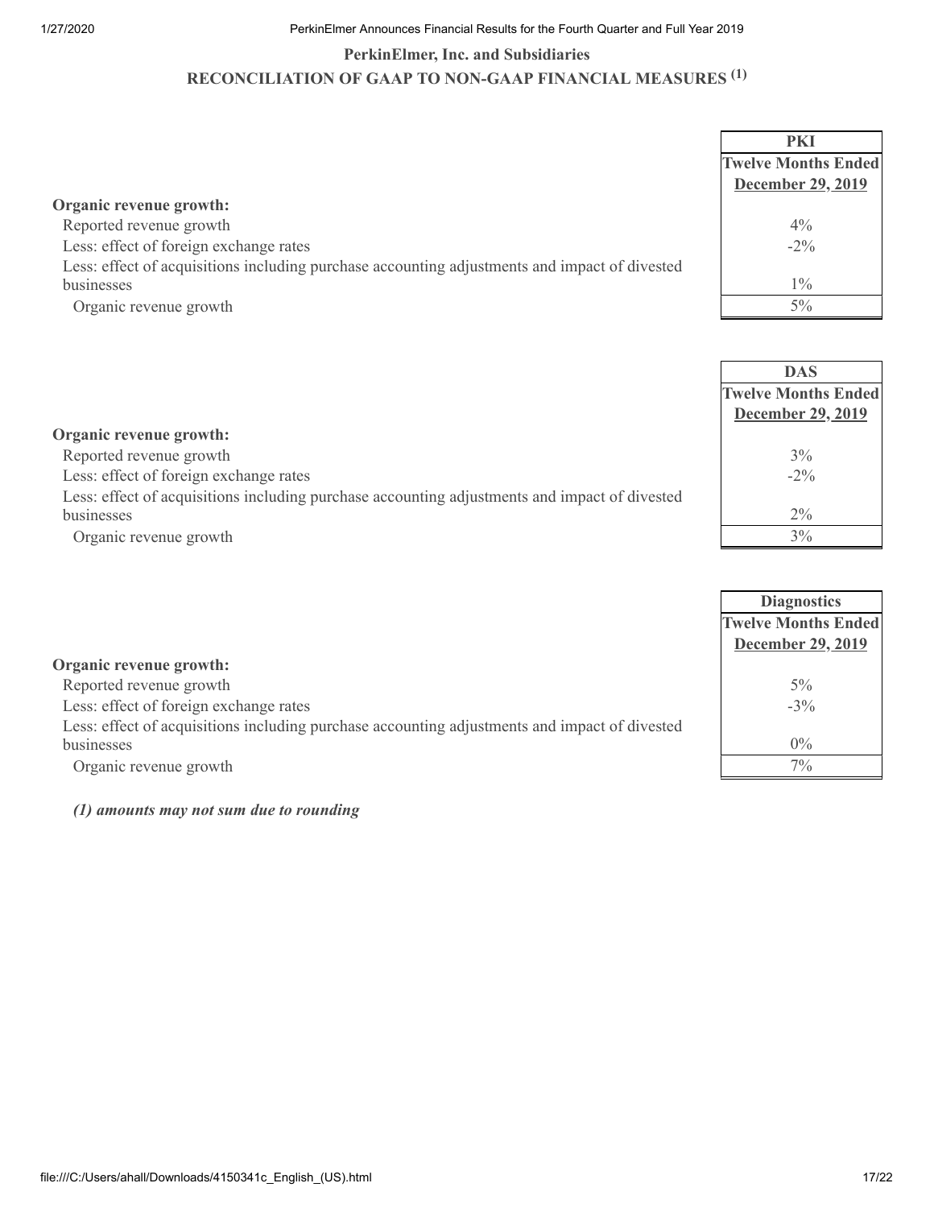## PerkinElmer, Inc. and Subsidiaries

## RECONCILIATION OF GAAP TO NON-GAAP FINANCIAL MEASURES (1)

| | PKI |
|---|---|
| | Twelve Months Ended December 29, 2019 |
| **Organic revenue growth:** | |
| Reported revenue growth | 4% |
| Less: effect of foreign exchange rates | -2% |
| Less: effect of acquisitions including purchase accounting adjustments and impact of divested businesses | 1% |
| Organic revenue growth | 5% |

| | DAS |
|---|---|
| | Twelve Months Ended December 29, 2019 |
| **Organic revenue growth:** | |
| Reported revenue growth | 3% |
| Less: effect of foreign exchange rates | -2% |
| Less: effect of acquisitions including purchase accounting adjustments and impact of divested businesses | 2% |
| Organic revenue growth | 3% |

| | Diagnostics |
|---|---|
| | Twelve Months Ended December 29, 2019 |
| **Organic revenue growth:** | |
| Reported revenue growth | 5% |
| Less: effect of foreign exchange rates | -3% |
| Less: effect of acquisitions including purchase accounting adjustments and impact of divested businesses | 0% |
| Organic revenue growth | 7% |

***(1) amounts may not sum due to rounding***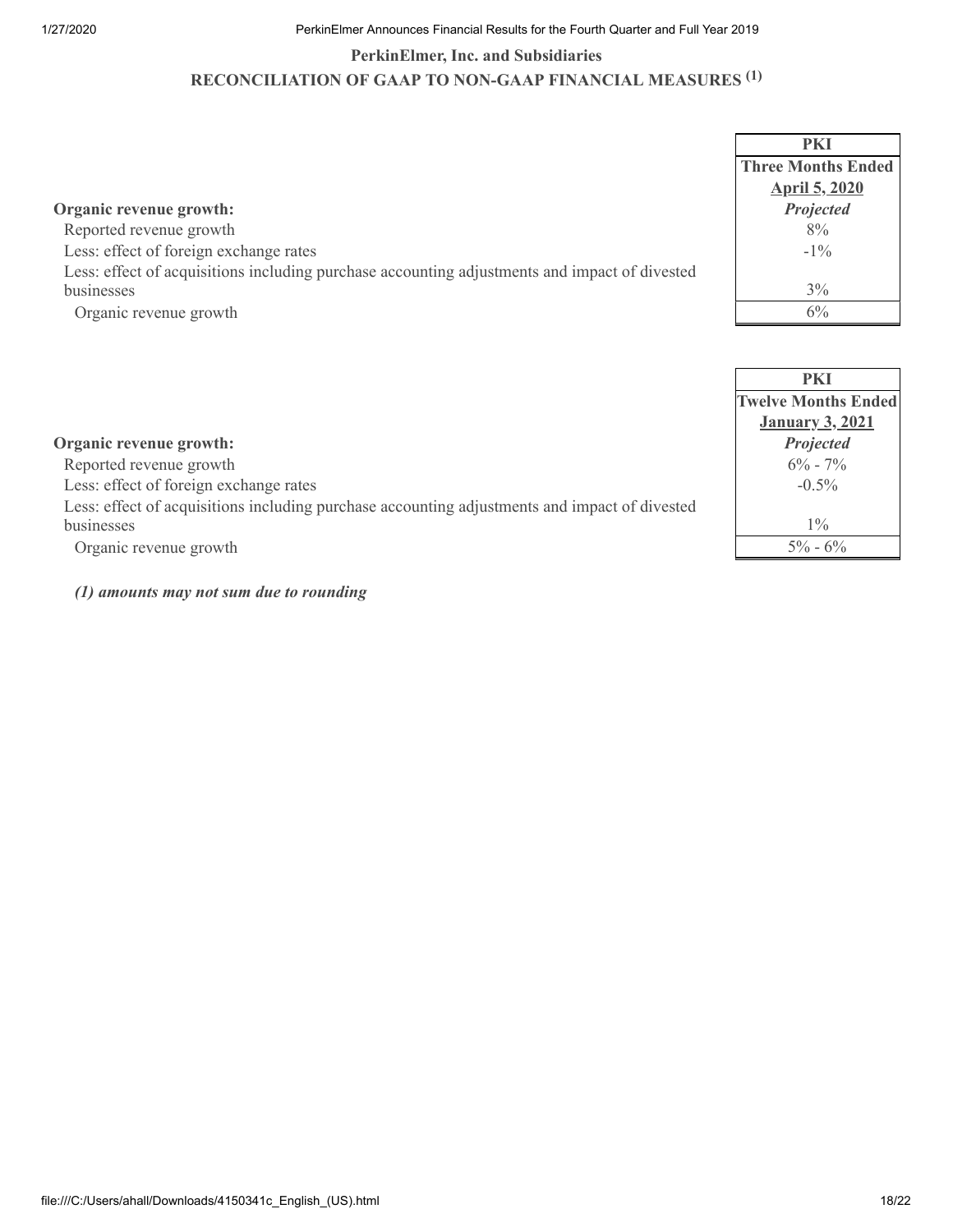## PerkinElmer, Inc. and Subsidiaries

## RECONCILIATION OF GAAP TO NON-GAAP FINANCIAL MEASURES (1)

| | PKI |
|---|---|
| | Three Months Ended |
| | April 5, 2020 |
| **Organic revenue growth:** | *Projected* |
| Reported revenue growth | 8% |
| Less: effect of foreign exchange rates | -1% |
| Less: effect of acquisitions including purchase accounting adjustments and impact of divested businesses | 3% |
| Organic revenue growth | 6% |

| | PKI |
|---|---|
| | Twelve Months Ended |
| | January 3, 2021 |
| **Organic revenue growth:** | *Projected* |
| Reported revenue growth | 6% - 7% |
| Less: effect of foreign exchange rates | -0.5% |
| Less: effect of acquisitions including purchase accounting adjustments and impact of divested businesses | 1% |
| Organic revenue growth | 5% - 6% |

***(1) amounts may not sum due to rounding***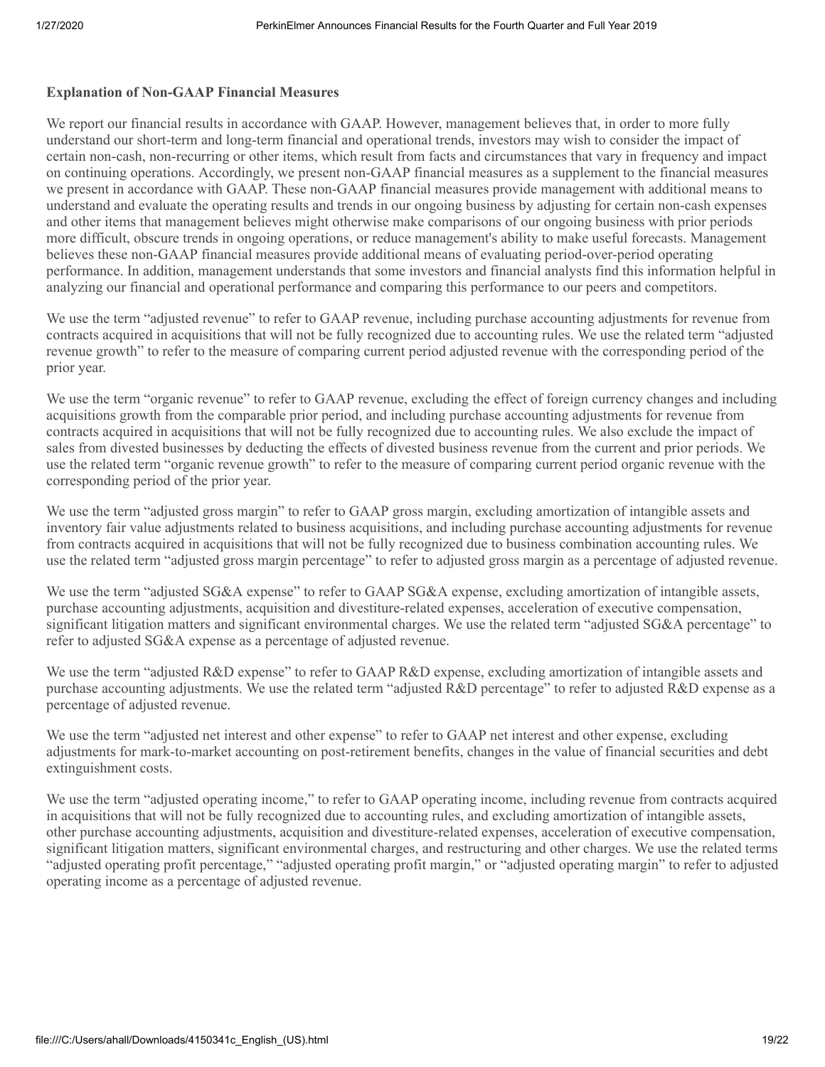**Explanation of Non-GAAP Financial Measures**

We report our financial results in accordance with GAAP. However, management believes that, in order to more fully understand our short-term and long-term financial and operational trends, investors may wish to consider the impact of certain non-cash, non-recurring or other items, which result from facts and circumstances that vary in frequency and impact on continuing operations. Accordingly, we present non-GAAP financial measures as a supplement to the financial measures we present in accordance with GAAP. These non-GAAP financial measures provide management with additional means to understand and evaluate the operating results and trends in our ongoing business by adjusting for certain non-cash expenses and other items that management believes might otherwise make comparisons of our ongoing business with prior periods more difficult, obscure trends in ongoing operations, or reduce management's ability to make useful forecasts. Management believes these non-GAAP financial measures provide additional means of evaluating period-over-period operating performance. In addition, management understands that some investors and financial analysts find this information helpful in analyzing our financial and operational performance and comparing this performance to our peers and competitors.

We use the term "adjusted revenue" to refer to GAAP revenue, including purchase accounting adjustments for revenue from contracts acquired in acquisitions that will not be fully recognized due to accounting rules. We use the related term "adjusted revenue growth" to refer to the measure of comparing current period adjusted revenue with the corresponding period of the prior year.

We use the term "organic revenue" to refer to GAAP revenue, excluding the effect of foreign currency changes and including acquisitions growth from the comparable prior period, and including purchase accounting adjustments for revenue from contracts acquired in acquisitions that will not be fully recognized due to accounting rules. We also exclude the impact of sales from divested businesses by deducting the effects of divested business revenue from the current and prior periods. We use the related term "organic revenue growth" to refer to the measure of comparing current period organic revenue with the corresponding period of the prior year.

We use the term "adjusted gross margin" to refer to GAAP gross margin, excluding amortization of intangible assets and inventory fair value adjustments related to business acquisitions, and including purchase accounting adjustments for revenue from contracts acquired in acquisitions that will not be fully recognized due to business combination accounting rules. We use the related term "adjusted gross margin percentage" to refer to adjusted gross margin as a percentage of adjusted revenue.

We use the term "adjusted SG&A expense" to refer to GAAP SG&A expense, excluding amortization of intangible assets, purchase accounting adjustments, acquisition and divestiture-related expenses, acceleration of executive compensation, significant litigation matters and significant environmental charges. We use the related term "adjusted SG&A percentage" to refer to adjusted SG&A expense as a percentage of adjusted revenue.

We use the term "adjusted R&D expense" to refer to GAAP R&D expense, excluding amortization of intangible assets and purchase accounting adjustments. We use the related term "adjusted R&D percentage" to refer to adjusted R&D expense as a percentage of adjusted revenue.

We use the term "adjusted net interest and other expense" to refer to GAAP net interest and other expense, excluding adjustments for mark-to-market accounting on post-retirement benefits, changes in the value of financial securities and debt extinguishment costs.

We use the term "adjusted operating income," to refer to GAAP operating income, including revenue from contracts acquired in acquisitions that will not be fully recognized due to accounting rules, and excluding amortization of intangible assets, other purchase accounting adjustments, acquisition and divestiture-related expenses, acceleration of executive compensation, significant litigation matters, significant environmental charges, and restructuring and other charges. We use the related terms "adjusted operating profit percentage," "adjusted operating profit margin," or "adjusted operating margin" to refer to adjusted operating income as a percentage of adjusted revenue.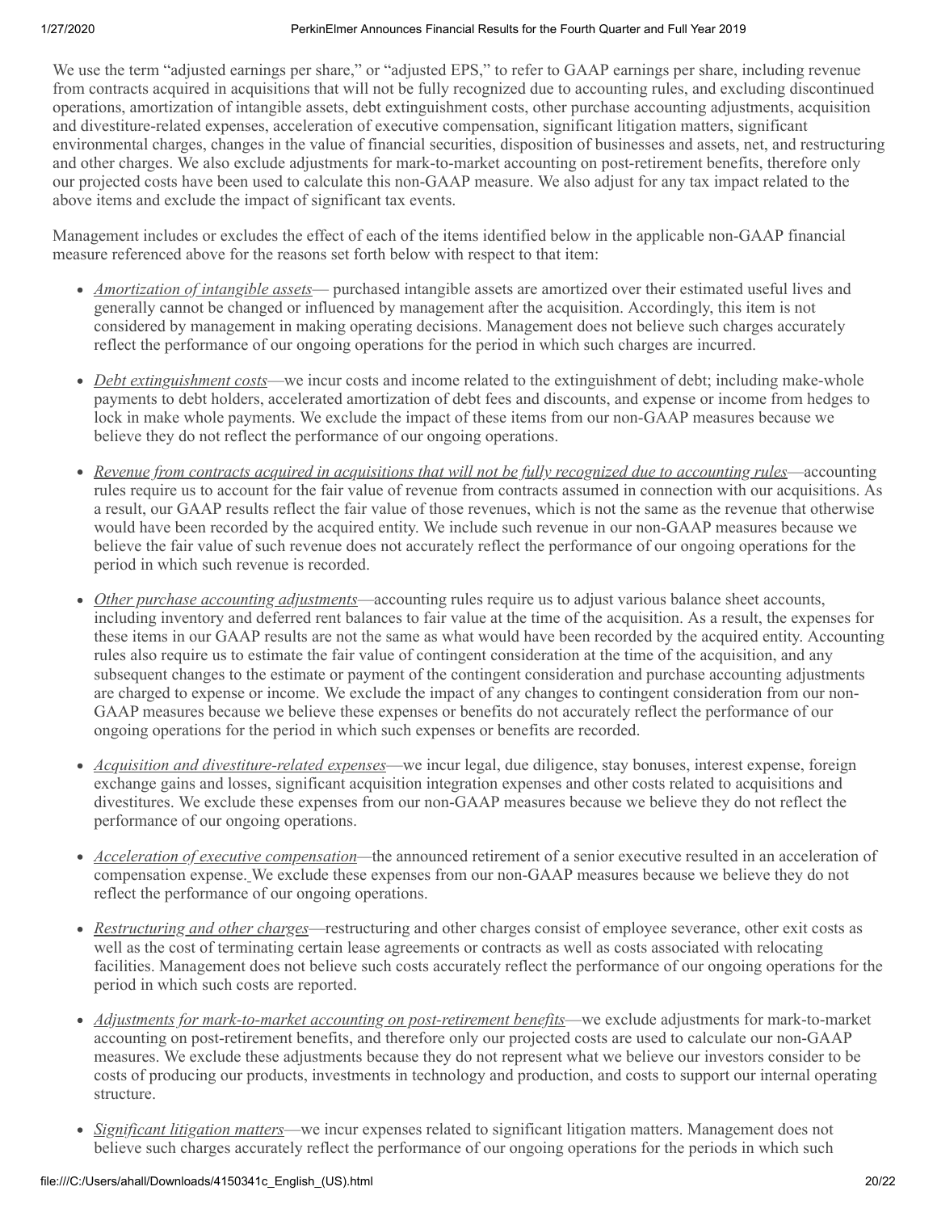We use the term "adjusted earnings per share," or "adjusted EPS," to refer to GAAP earnings per share, including revenue from contracts acquired in acquisitions that will not be fully recognized due to accounting rules, and excluding discontinued operations, amortization of intangible assets, debt extinguishment costs, other purchase accounting adjustments, acquisition and divestiture-related expenses, acceleration of executive compensation, significant litigation matters, significant environmental charges, changes in the value of financial securities, disposition of businesses and assets, net, and restructuring and other charges. We also exclude adjustments for mark-to-market accounting on post-retirement benefits, therefore only our projected costs have been used to calculate this non-GAAP measure. We also adjust for any tax impact related to the above items and exclude the impact of significant tax events.

Management includes or excludes the effect of each of the items identified below in the applicable non-GAAP financial measure referenced above for the reasons set forth below with respect to that item:

- *Amortization of intangible assets*— purchased intangible assets are amortized over their estimated useful lives and generally cannot be changed or influenced by management after the acquisition. Accordingly, this item is not considered by management in making operating decisions. Management does not believe such charges accurately reflect the performance of our ongoing operations for the period in which such charges are incurred.
- *Debt extinguishment costs*—we incur costs and income related to the extinguishment of debt; including make-whole payments to debt holders, accelerated amortization of debt fees and discounts, and expense or income from hedges to lock in make whole payments. We exclude the impact of these items from our non-GAAP measures because we believe they do not reflect the performance of our ongoing operations.
- *Revenue from contracts acquired in acquisitions that will not be fully recognized due to accounting rules*—accounting rules require us to account for the fair value of revenue from contracts assumed in connection with our acquisitions. As a result, our GAAP results reflect the fair value of those revenues, which is not the same as the revenue that otherwise would have been recorded by the acquired entity. We include such revenue in our non-GAAP measures because we believe the fair value of such revenue does not accurately reflect the performance of our ongoing operations for the period in which such revenue is recorded.
- *Other purchase accounting adjustments*—accounting rules require us to adjust various balance sheet accounts, including inventory and deferred rent balances to fair value at the time of the acquisition. As a result, the expenses for these items in our GAAP results are not the same as what would have been recorded by the acquired entity. Accounting rules also require us to estimate the fair value of contingent consideration at the time of the acquisition, and any subsequent changes to the estimate or payment of the contingent consideration and purchase accounting adjustments are charged to expense or income. We exclude the impact of any changes to contingent consideration from our non-GAAP measures because we believe these expenses or benefits do not accurately reflect the performance of our ongoing operations for the period in which such expenses or benefits are recorded.
- *Acquisition and divestiture-related expenses*—we incur legal, due diligence, stay bonuses, interest expense, foreign exchange gains and losses, significant acquisition integration expenses and other costs related to acquisitions and divestitures. We exclude these expenses from our non-GAAP measures because we believe they do not reflect the performance of our ongoing operations.
- *Acceleration of executive compensation*—the announced retirement of a senior executive resulted in an acceleration of compensation expense. We exclude these expenses from our non-GAAP measures because we believe they do not reflect the performance of our ongoing operations.
- *Restructuring and other charges*—restructuring and other charges consist of employee severance, other exit costs as well as the cost of terminating certain lease agreements or contracts as well as costs associated with relocating facilities. Management does not believe such costs accurately reflect the performance of our ongoing operations for the period in which such costs are reported.
- *Adjustments for mark-to-market accounting on post-retirement benefits*—we exclude adjustments for mark-to-market accounting on post-retirement benefits, and therefore only our projected costs are used to calculate our non-GAAP measures. We exclude these adjustments because they do not represent what we believe our investors consider to be costs of producing our products, investments in technology and production, and costs to support our internal operating structure.
- *Significant litigation matters*—we incur expenses related to significant litigation matters. Management does not believe such charges accurately reflect the performance of our ongoing operations for the periods in which such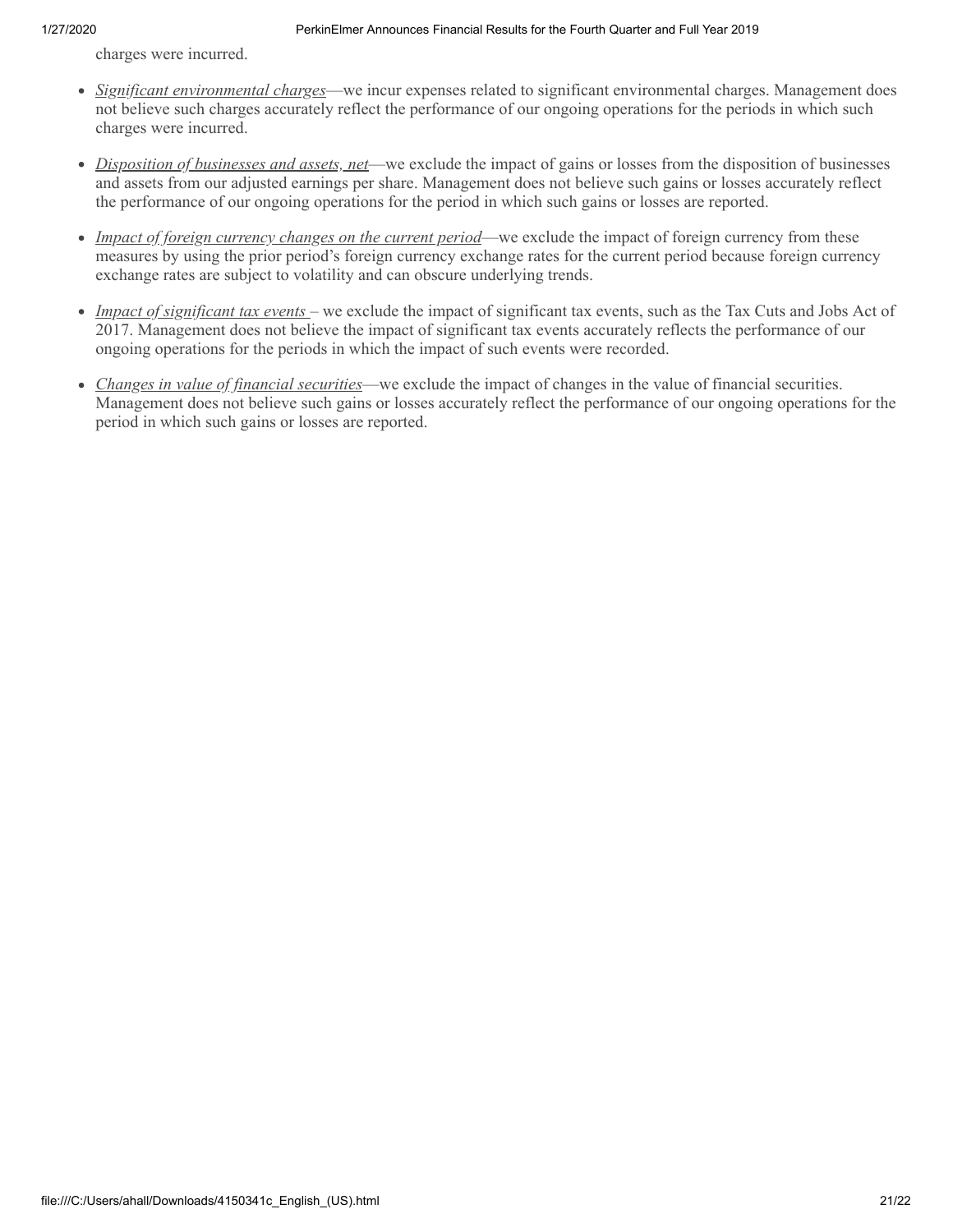charges were incurred.

- *Significant environmental charges*—we incur expenses related to significant environmental charges. Management does not believe such charges accurately reflect the performance of our ongoing operations for the periods in which such charges were incurred.
- *Disposition of businesses and assets, net*—we exclude the impact of gains or losses from the disposition of businesses and assets from our adjusted earnings per share. Management does not believe such gains or losses accurately reflect the performance of our ongoing operations for the period in which such gains or losses are reported.
- *Impact of foreign currency changes on the current period*—we exclude the impact of foreign currency from these measures by using the prior period's foreign currency exchange rates for the current period because foreign currency exchange rates are subject to volatility and can obscure underlying trends.
- *Impact of significant tax events* – we exclude the impact of significant tax events, such as the Tax Cuts and Jobs Act of 2017. Management does not believe the impact of significant tax events accurately reflects the performance of our ongoing operations for the periods in which the impact of such events were recorded.
- *Changes in value of financial securities*—we exclude the impact of changes in the value of financial securities. Management does not believe such gains or losses accurately reflect the performance of our ongoing operations for the period in which such gains or losses are reported.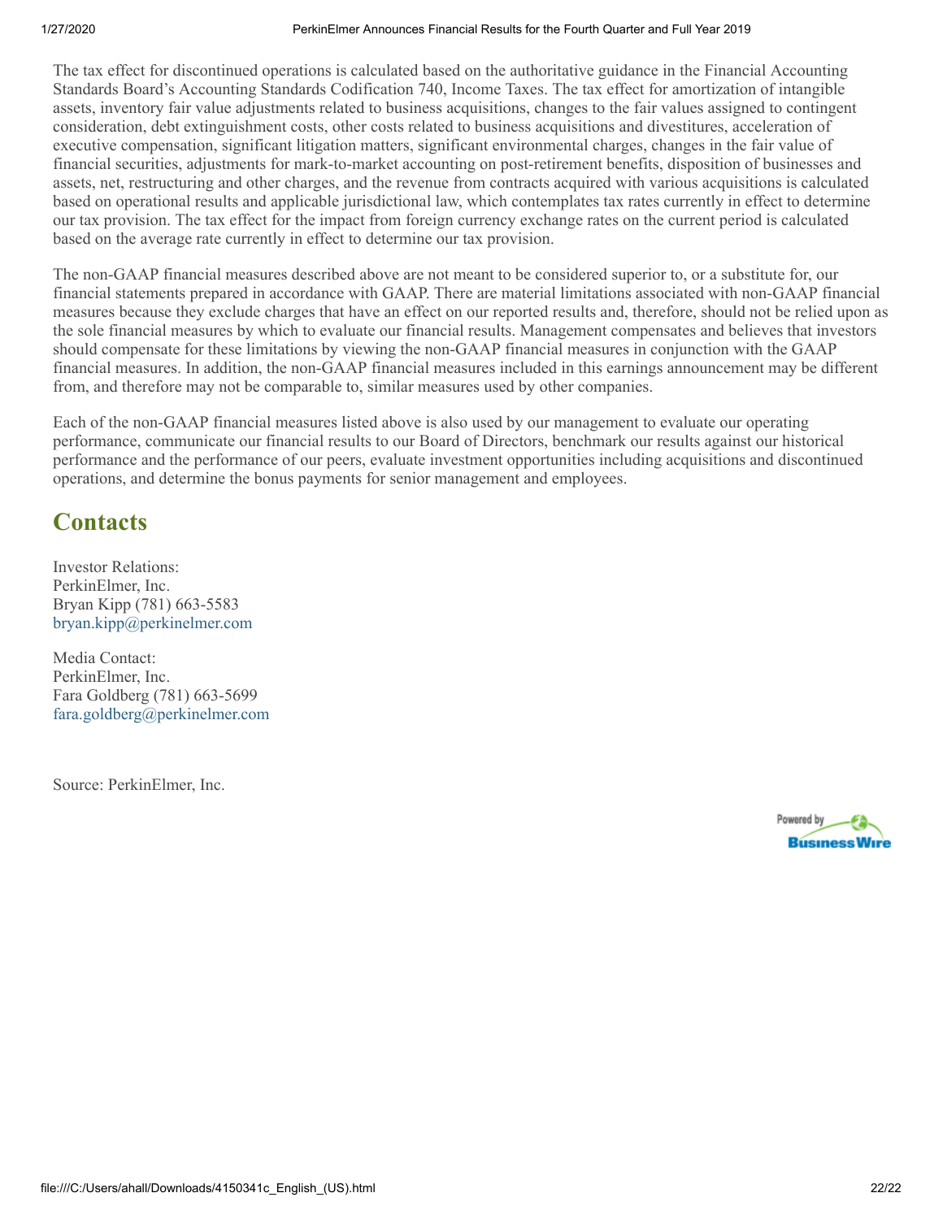The tax effect for discontinued operations is calculated based on the authoritative guidance in the Financial Accounting Standards Board's Accounting Standards Codification 740, Income Taxes. The tax effect for amortization of intangible assets, inventory fair value adjustments related to business acquisitions, changes to the fair values assigned to contingent consideration, debt extinguishment costs, other costs related to business acquisitions and divestitures, acceleration of executive compensation, significant litigation matters, significant environmental charges, changes in the fair value of financial securities, adjustments for mark-to-market accounting on post-retirement benefits, disposition of businesses and assets, net, restructuring and other charges, and the revenue from contracts acquired with various acquisitions is calculated based on operational results and applicable jurisdictional law, which contemplates tax rates currently in effect to determine our tax provision. The tax effect for the impact from foreign currency exchange rates on the current period is calculated based on the average rate currently in effect to determine our tax provision.

The non-GAAP financial measures described above are not meant to be considered superior to, or a substitute for, our financial statements prepared in accordance with GAAP. There are material limitations associated with non-GAAP financial measures because they exclude charges that have an effect on our reported results and, therefore, should not be relied upon as the sole financial measures by which to evaluate our financial results. Management compensates and believes that investors should compensate for these limitations by viewing the non-GAAP financial measures in conjunction with the GAAP financial measures. In addition, the non-GAAP financial measures included in this earnings announcement may be different from, and therefore may not be comparable to, similar measures used by other companies.

Each of the non-GAAP financial measures listed above is also used by our management to evaluate our operating performance, communicate our financial results to our Board of Directors, benchmark our results against our historical performance and the performance of our peers, evaluate investment opportunities including acquisitions and discontinued operations, and determine the bonus payments for senior management and employees.

## Contacts

Investor Relations:
PerkinElmer, Inc.
Bryan Kipp (781) 663-5583
bryan.kipp@perkinelmer.com

Media Contact:
PerkinElmer, Inc.
Fara Goldberg (781) 663-5699
fara.goldberg@perkinelmer.com

Source: PerkinElmer, Inc.

Powered by BusinessWire